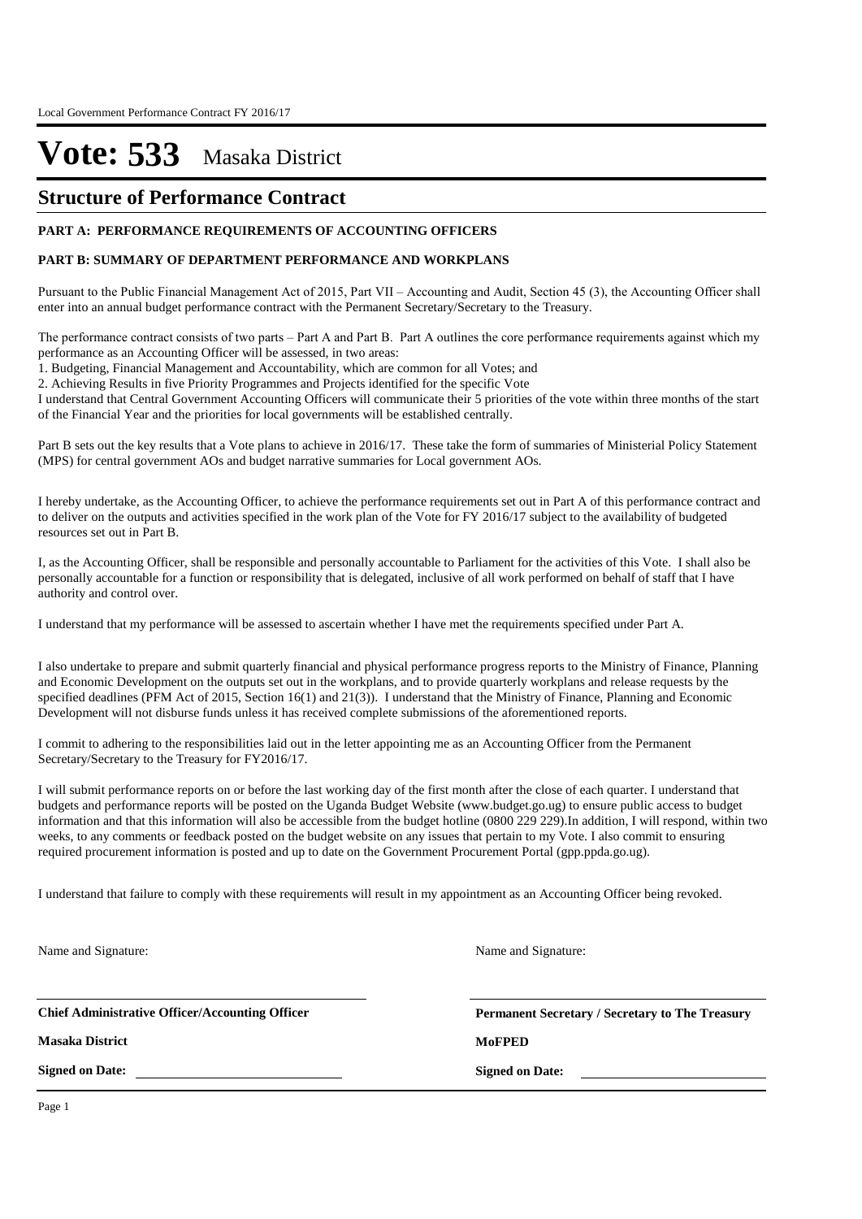# Vote: 533 Masaka District

## Structure of Performance Contract

**PART A: PERFORMANCE REQUIREMENTS OF ACCOUNTING OFFICERS**

**PART B: SUMMARY OF DEPARTMENT PERFORMANCE AND WORKPLANS**

Pursuant to the Public Financial Management Act of 2015, Part VII – Accounting and Audit, Section 45 (3), the Accounting Officer shall enter into an annual budget performance contract with the Permanent Secretary/Secretary to the Treasury.

The performance contract consists of two parts – Part A and Part B. Part A outlines the core performance requirements against which my performance as an Accounting Officer will be assessed, in two areas:

1. Budgeting, Financial Management and Accountability, which are common for all Votes; and
2. Achieving Results in five Priority Programmes and Projects identified for the specific Vote

I understand that Central Government Accounting Officers will communicate their 5 priorities of the vote within three months of the start of the Financial Year and the priorities for local governments will be established centrally.

Part B sets out the key results that a Vote plans to achieve in 2016/17. These take the form of summaries of Ministerial Policy Statement (MPS) for central government AOs and budget narrative summaries for Local government AOs.

I hereby undertake, as the Accounting Officer, to achieve the performance requirements set out in Part A of this performance contract and to deliver on the outputs and activities specified in the work plan of the Vote for FY 2016/17 subject to the availability of budgeted resources set out in Part B.

I, as the Accounting Officer, shall be responsible and personally accountable to Parliament for the activities of this Vote. I shall also be personally accountable for a function or responsibility that is delegated, inclusive of all work performed on behalf of staff that I have authority and control over.

I understand that my performance will be assessed to ascertain whether I have met the requirements specified under Part A.

I also undertake to prepare and submit quarterly financial and physical performance progress reports to the Ministry of Finance, Planning and Economic Development on the outputs set out in the workplans, and to provide quarterly workplans and release requests by the specified deadlines (PFM Act of 2015, Section 16(1) and 21(3)). I understand that the Ministry of Finance, Planning and Economic Development will not disburse funds unless it has received complete submissions of the aforementioned reports.

I commit to adhering to the responsibilities laid out in the letter appointing me as an Accounting Officer from the Permanent Secretary/Secretary to the Treasury for FY2016/17.

I will submit performance reports on or before the last working day of the first month after the close of each quarter. I understand that budgets and performance reports will be posted on the Uganda Budget Website (www.budget.go.ug) to ensure public access to budget information and that this information will also be accessible from the budget hotline (0800 229 229).In addition, I will respond, within two weeks, to any comments or feedback posted on the budget website on any issues that pertain to my Vote. I also commit to ensuring required procurement information is posted and up to date on the Government Procurement Portal (gpp.ppda.go.ug).

I understand that failure to comply with these requirements will result in my appointment as an Accounting Officer being revoked.

Name and Signature:

**Chief Administrative Officer/Accounting Officer**

**Masaka District**

**Signed on Date:**

Name and Signature:

**Permanent Secretary / Secretary to The Treasury**

**MoFPED**

**Signed on Date:**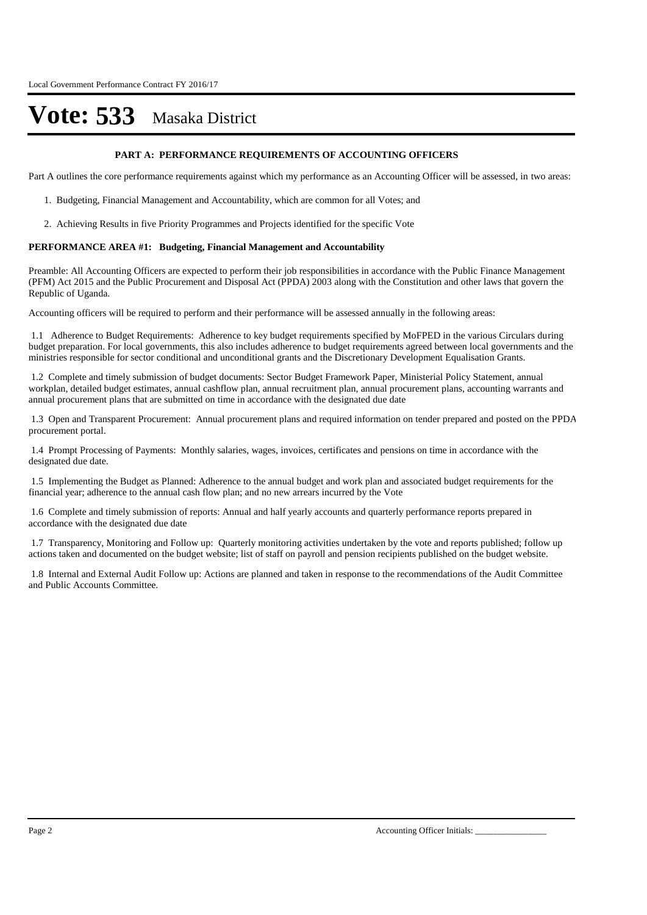# Vote: 533 Masaka District

### PART A: PERFORMANCE REQUIREMENTS OF ACCOUNTING OFFICERS

Part A outlines the core performance requirements against which my performance as an Accounting Officer will be assessed, in two areas:

1. Budgeting, Financial Management and Accountability, which are common for all Votes; and
2. Achieving Results in five Priority Programmes and Projects identified for the specific Vote

**PERFORMANCE AREA #1: Budgeting, Financial Management and Accountability**

Preamble: All Accounting Officers are expected to perform their job responsibilities in accordance with the Public Finance Management (PFM) Act 2015 and the Public Procurement and Disposal Act (PPDA) 2003 along with the Constitution and other laws that govern the Republic of Uganda.

Accounting officers will be required to perform and their performance will be assessed annually in the following areas:

1.1 Adherence to Budget Requirements: Adherence to key budget requirements specified by MoFPED in the various Circulars during budget preparation. For local governments, this also includes adherence to budget requirements agreed between local governments and the ministries responsible for sector conditional and unconditional grants and the Discretionary Development Equalisation Grants.

1.2 Complete and timely submission of budget documents: Sector Budget Framework Paper, Ministerial Policy Statement, annual workplan, detailed budget estimates, annual cashflow plan, annual recruitment plan, annual procurement plans, accounting warrants and annual procurement plans that are submitted on time in accordance with the designated due date

1.3 Open and Transparent Procurement: Annual procurement plans and required information on tender prepared and posted on the PPDA procurement portal.

1.4 Prompt Processing of Payments: Monthly salaries, wages, invoices, certificates and pensions on time in accordance with the designated due date.

1.5 Implementing the Budget as Planned: Adherence to the annual budget and work plan and associated budget requirements for the financial year; adherence to the annual cash flow plan; and no new arrears incurred by the Vote

1.6 Complete and timely submission of reports: Annual and half yearly accounts and quarterly performance reports prepared in accordance with the designated due date

1.7 Transparency, Monitoring and Follow up: Quarterly monitoring activities undertaken by the vote and reports published; follow up actions taken and documented on the budget website; list of staff on payroll and pension recipients published on the budget website.

1.8 Internal and External Audit Follow up: Actions are planned and taken in response to the recommendations of the Audit Committee and Public Accounts Committee.

Accounting Officer Initials: ________________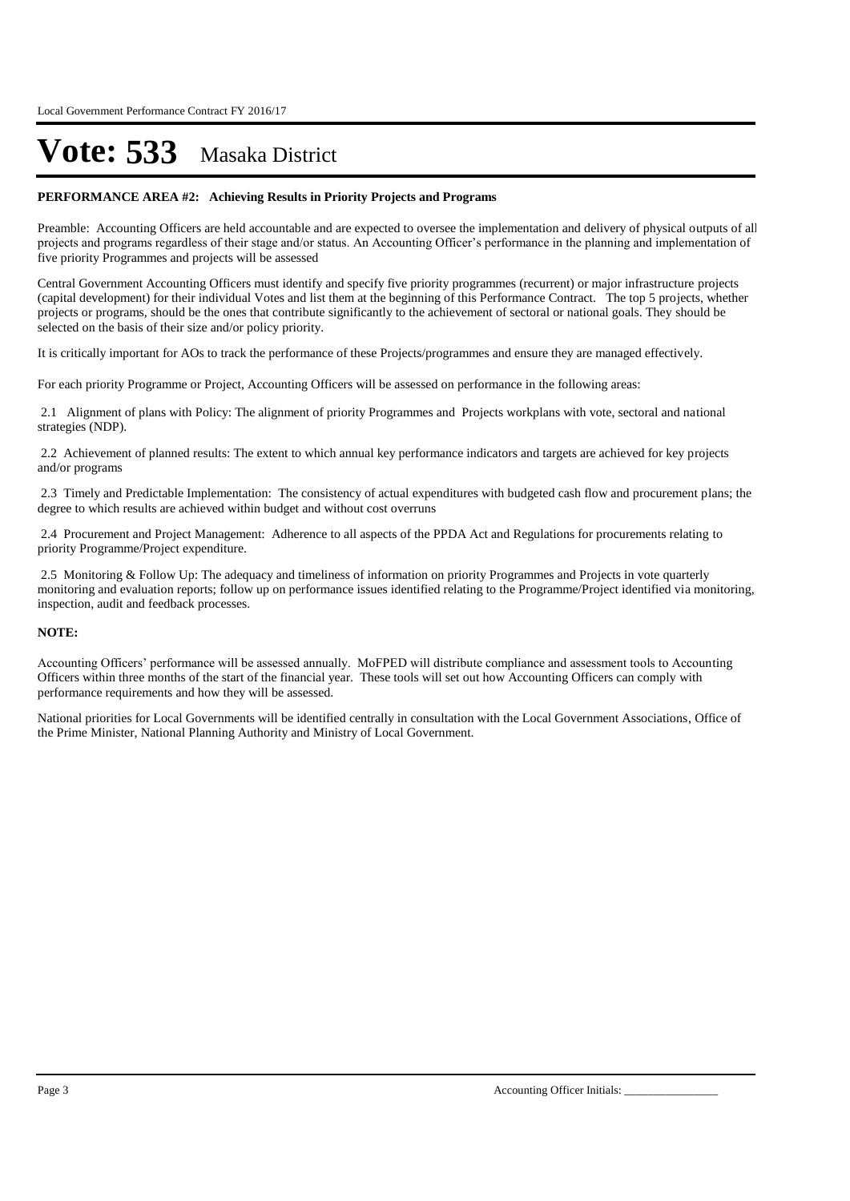# Vote: 533 Masaka District

**PERFORMANCE AREA #2: Achieving Results in Priority Projects and Programs**

Preamble: Accounting Officers are held accountable and are expected to oversee the implementation and delivery of physical outputs of all projects and programs regardless of their stage and/or status. An Accounting Officer's performance in the planning and implementation of five priority Programmes and projects will be assessed

Central Government Accounting Officers must identify and specify five priority programmes (recurrent) or major infrastructure projects (capital development) for their individual Votes and list them at the beginning of this Performance Contract. The top 5 projects, whether projects or programs, should be the ones that contribute significantly to the achievement of sectoral or national goals. They should be selected on the basis of their size and/or policy priority.

It is critically important for AOs to track the performance of these Projects/programmes and ensure they are managed effectively.

For each priority Programme or Project, Accounting Officers will be assessed on performance in the following areas:

2.1 Alignment of plans with Policy: The alignment of priority Programmes and Projects workplans with vote, sectoral and national strategies (NDP).

2.2 Achievement of planned results: The extent to which annual key performance indicators and targets are achieved for key projects and/or programs

2.3 Timely and Predictable Implementation: The consistency of actual expenditures with budgeted cash flow and procurement plans; the degree to which results are achieved within budget and without cost overruns

2.4 Procurement and Project Management: Adherence to all aspects of the PPDA Act and Regulations for procurements relating to priority Programme/Project expenditure.

2.5 Monitoring & Follow Up: The adequacy and timeliness of information on priority Programmes and Projects in vote quarterly monitoring and evaluation reports; follow up on performance issues identified relating to the Programme/Project identified via monitoring, inspection, audit and feedback processes.

**NOTE:**

Accounting Officers' performance will be assessed annually. MoFPED will distribute compliance and assessment tools to Accounting Officers within three months of the start of the financial year. These tools will set out how Accounting Officers can comply with performance requirements and how they will be assessed.

National priorities for Local Governments will be identified centrally in consultation with the Local Government Associations, Office of the Prime Minister, National Planning Authority and Ministry of Local Government.

Accounting Officer Initials: ________________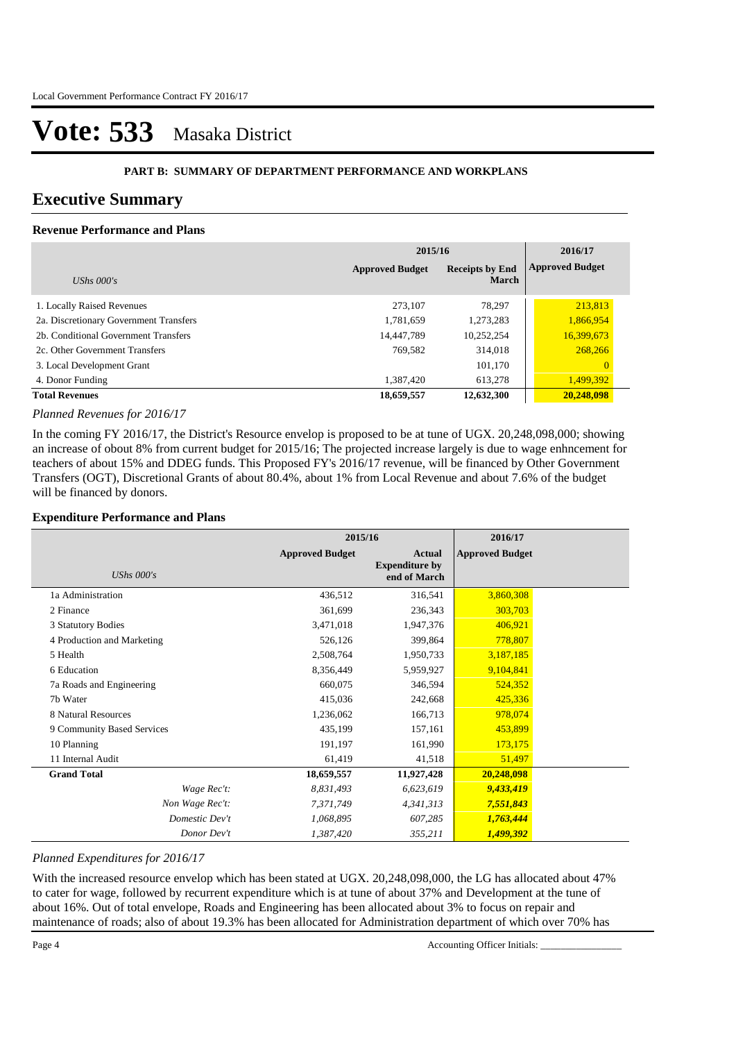# Vote: 533 Masaka District

**PART B: SUMMARY OF DEPARTMENT PERFORMANCE AND WORKPLANS**

## Executive Summary

### Revenue Performance and Plans

| UShs 000's | 2015/16 Approved Budget | 2015/16 Receipts by End March | 2016/17 Approved Budget |
|---|---|---|---|
| 1. Locally Raised Revenues | 273,107 | 78,297 | 213,813 |
| 2a. Discretionary Government Transfers | 1,781,659 | 1,273,283 | 1,866,954 |
| 2b. Conditional Government Transfers | 14,447,789 | 10,252,254 | 16,399,673 |
| 2c. Other Government Transfers | 769,582 | 314,018 | 268,266 |
| 3. Local Development Grant | | 101,170 | 0 |
| 4. Donor Funding | 1,387,420 | 613,278 | 1,499,392 |
| **Total Revenues** | **18,659,557** | **12,632,300** | **20,248,098** |

*Planned Revenues for 2016/17*

In the coming FY 2016/17, the District's Resource envelop is proposed to be at tune of UGX. 20,248,098,000; showing an increase of obout 8% from current budget for 2015/16; The projected increase largely is due to wage enhncement for teachers of about 15% and DDEG funds. This Proposed FY's 2016/17 revenue, will be financed by Other Government Transfers (OGT), Discretional Grants of about 80.4%, about 1% from Local Revenue and about 7.6% of the budget will be financed by donors.

### Expenditure Performance and Plans

| UShs 000's | 2015/16 Approved Budget | 2015/16 Actual Expenditure by end of March | 2016/17 Approved Budget |
|---|---|---|---|
| 1a Administration | 436,512 | 316,541 | 3,860,308 |
| 2 Finance | 361,699 | 236,343 | 303,703 |
| 3 Statutory Bodies | 3,471,018 | 1,947,376 | 406,921 |
| 4 Production and Marketing | 526,126 | 399,864 | 778,807 |
| 5 Health | 2,508,764 | 1,950,733 | 3,187,185 |
| 6 Education | 8,356,449 | 5,959,927 | 9,104,841 |
| 7a Roads and Engineering | 660,075 | 346,594 | 524,352 |
| 7b Water | 415,036 | 242,668 | 425,336 |
| 8 Natural Resources | 1,236,062 | 166,713 | 978,074 |
| 9 Community Based Services | 435,199 | 157,161 | 453,899 |
| 10 Planning | 191,197 | 161,990 | 173,175 |
| 11 Internal Audit | 61,419 | 41,518 | 51,497 |
| **Grand Total** | **18,659,557** | **11,927,428** | **20,248,098** |
| *Wage Rec't:* | *8,831,493* | *6,623,619* | ***9,433,419*** |
| *Non Wage Rec't:* | *7,371,749* | *4,341,313* | ***7,551,843*** |
| *Domestic Dev't* | *1,068,895* | *607,285* | ***1,763,444*** |
| *Donor Dev't* | *1,387,420* | *355,211* | ***1,499,392*** |

*Planned Expenditures for 2016/17*

With the increased resource envelop which has been stated at UGX. 20,248,098,000, the LG has allocated about 47% to cater for wage, followed by recurrent expenditure which is at tune of about 37% and Development at the tune of about 16%. Out of total envelope, Roads and Engineering has been allocated about 3% to focus on repair and maintenance of roads; also of about 19.3% has been allocated for Administration department of which over 70% has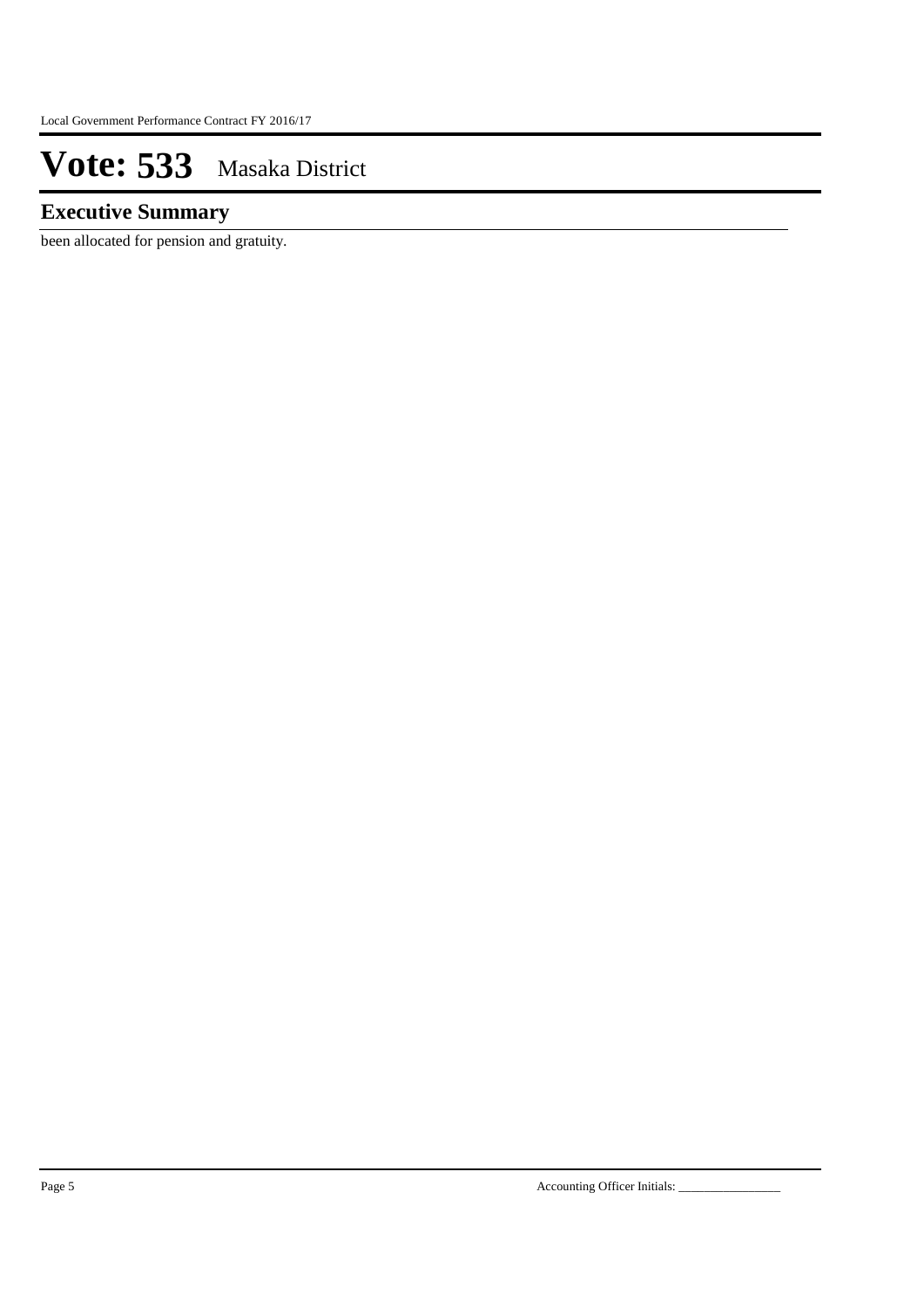# Vote: 533 Masaka District

## Executive Summary

been allocated for pension and gratuity.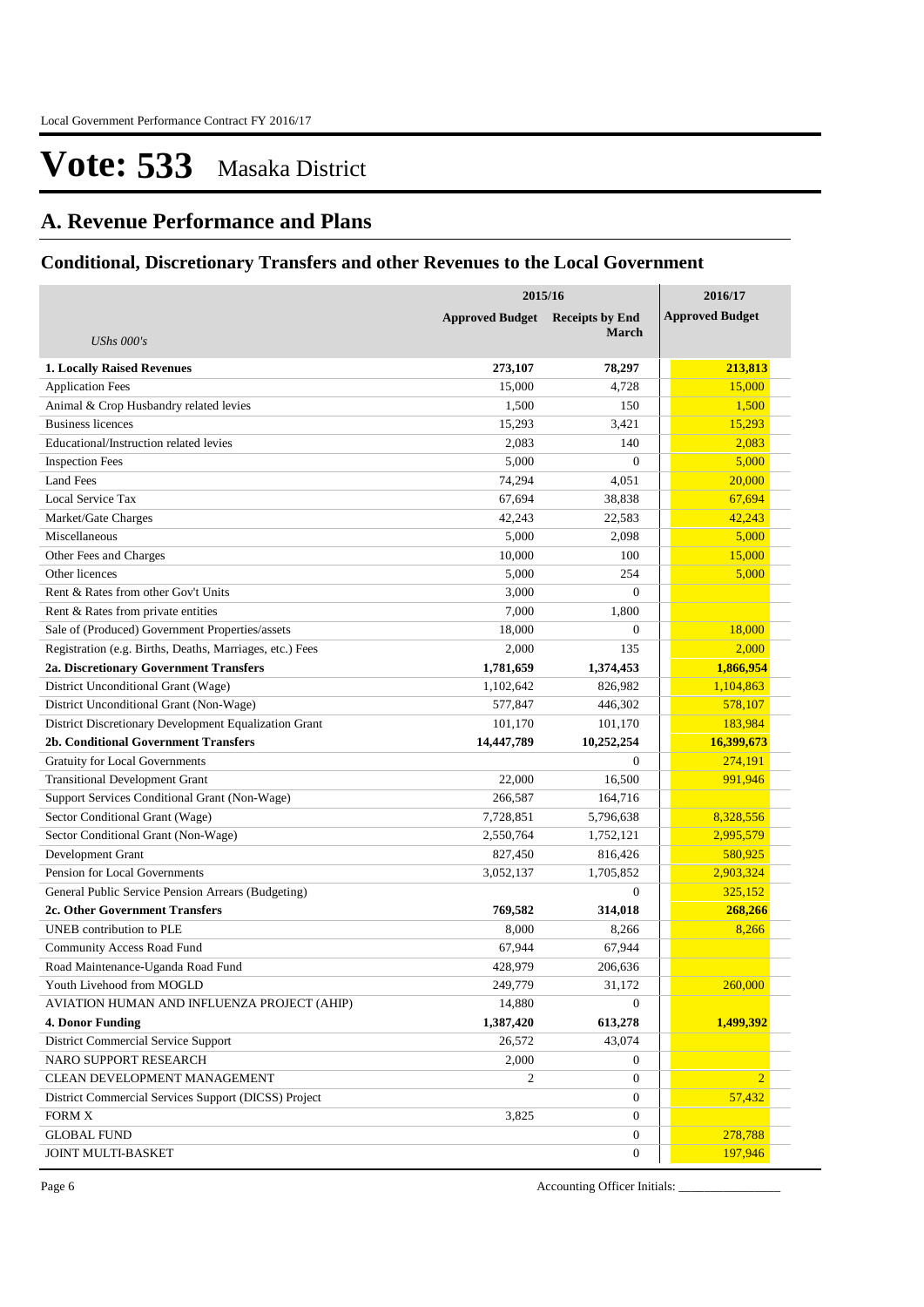# Vote: 533 Masaka District

## A. Revenue Performance and Plans

### Conditional, Discretionary Transfers and other Revenues to the Local Government

| *UShs 000's* | 2015/16 Approved Budget | 2015/16 Receipts by End March | 2016/17 Approved Budget |
|---|---|---|---|
| **1. Locally Raised Revenues** | **273,107** | **78,297** | **213,813** |
| Application Fees | 15,000 | 4,728 | 15,000 |
| Animal & Crop Husbandry related levies | 1,500 | 150 | 1,500 |
| Business licences | 15,293 | 3,421 | 15,293 |
| Educational/Instruction related levies | 2,083 | 140 | 2,083 |
| Inspection Fees | 5,000 | 0 | 5,000 |
| Land Fees | 74,294 | 4,051 | 20,000 |
| Local Service Tax | 67,694 | 38,838 | 67,694 |
| Market/Gate Charges | 42,243 | 22,583 | 42,243 |
| Miscellaneous | 5,000 | 2,098 | 5,000 |
| Other Fees and Charges | 10,000 | 100 | 15,000 |
| Other licences | 5,000 | 254 | 5,000 |
| Rent & Rates from other Gov't Units | 3,000 | 0 | |
| Rent & Rates from private entities | 7,000 | 1,800 | |
| Sale of (Produced) Government Properties/assets | 18,000 | 0 | 18,000 |
| Registration (e.g. Births, Deaths, Marriages, etc.) Fees | 2,000 | 135 | 2,000 |
| **2a. Discretionary Government Transfers** | **1,781,659** | **1,374,453** | **1,866,954** |
| District Unconditional Grant (Wage) | 1,102,642 | 826,982 | 1,104,863 |
| District Unconditional Grant (Non-Wage) | 577,847 | 446,302 | 578,107 |
| District Discretionary Development Equalization Grant | 101,170 | 101,170 | 183,984 |
| **2b. Conditional Government Transfers** | **14,447,789** | **10,252,254** | **16,399,673** |
| Gratuity for Local Governments | | 0 | 274,191 |
| Transitional Development Grant | 22,000 | 16,500 | 991,946 |
| Support Services Conditional Grant (Non-Wage) | 266,587 | 164,716 | |
| Sector Conditional Grant (Wage) | 7,728,851 | 5,796,638 | 8,328,556 |
| Sector Conditional Grant (Non-Wage) | 2,550,764 | 1,752,121 | 2,995,579 |
| Development Grant | 827,450 | 816,426 | 580,925 |
| Pension for Local Governments | 3,052,137 | 1,705,852 | 2,903,324 |
| General Public Service Pension Arrears (Budgeting) | | 0 | 325,152 |
| **2c. Other Government Transfers** | **769,582** | **314,018** | **268,266** |
| UNEB contribution to PLE | 8,000 | 8,266 | 8,266 |
| Community Access Road Fund | 67,944 | 67,944 | |
| Road Maintenance-Uganda Road Fund | 428,979 | 206,636 | |
| Youth Livehood from MOGLD | 249,779 | 31,172 | 260,000 |
| AVIATION HUMAN AND INFLUENZA PROJECT (AHIP) | 14,880 | 0 | |
| **4. Donor Funding** | **1,387,420** | **613,278** | **1,499,392** |
| District Commercial Service Support | 26,572 | 43,074 | |
| NARO SUPPORT RESEARCH | 2,000 | 0 | |
| CLEAN DEVELOPMENT MANAGEMENT | 2 | 0 | 2 |
| District Commercial Services Support (DICSS) Project | | 0 | 57,432 |
| FORM X | 3,825 | 0 | |
| GLOBAL FUND | | 0 | 278,788 |
| JOINT MULTI-BASKET | | 0 | 197,946 |

Accounting Officer Initials: ________________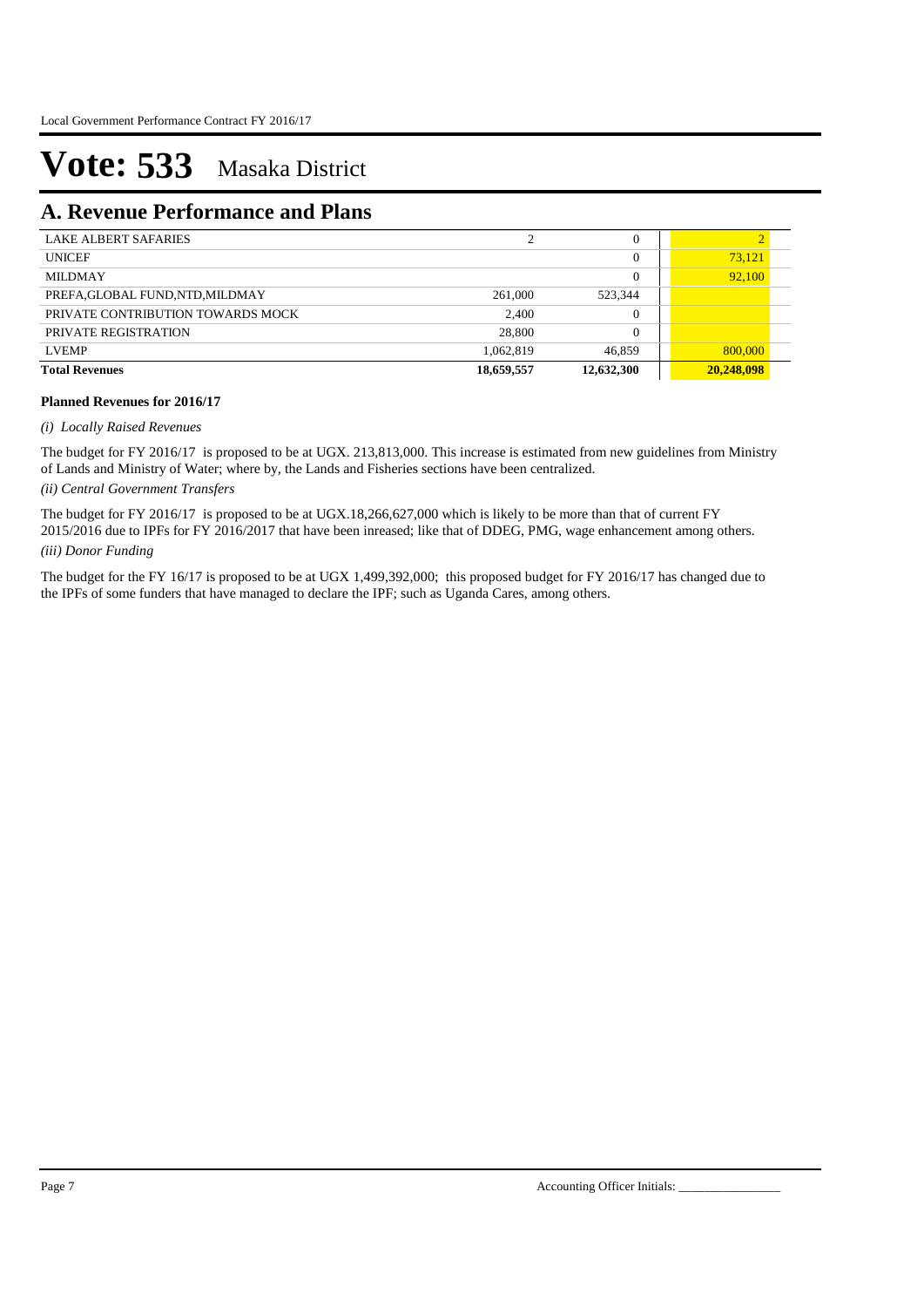# Vote: 533 Masaka District

## A. Revenue Performance and Plans

| | | | |
|---|---|---|---|
| LAKE ALBERT SAFARIES | 2 | 0 | 2 |
| UNICEF | | 0 | 73,121 |
| MILDMAY | | 0 | 92,100 |
| PREFA,GLOBAL FUND,NTD,MILDMAY | 261,000 | 523,344 | |
| PRIVATE CONTRIBUTION TOWARDS MOCK | 2,400 | 0 | |
| PRIVATE REGISTRATION | 28,800 | 0 | |
| LVEMP | 1,062,819 | 46,859 | 800,000 |
| **Total Revenues** | **18,659,557** | **12,632,300** | **20,248,098** |

**Planned Revenues for 2016/17**

*(i) Locally Raised Revenues*

The budget for FY 2016/17 is proposed to be at UGX. 213,813,000. This increase is estimated from new guidelines from Ministry of Lands and Ministry of Water; where by, the Lands and Fisheries sections have been centralized.

*(ii) Central Government Transfers*

The budget for FY 2016/17 is proposed to be at UGX.18,266,627,000 which is likely to be more than that of current FY 2015/2016 due to IPFs for FY 2016/2017 that have been inreased; like that of DDEG, PMG, wage enhancement among others.

*(iii) Donor Funding*

The budget for the FY 16/17 is proposed to be at UGX 1,499,392,000; this proposed budget for FY 2016/17 has changed due to the IPFs of some funders that have managed to declare the IPF; such as Uganda Cares, among others.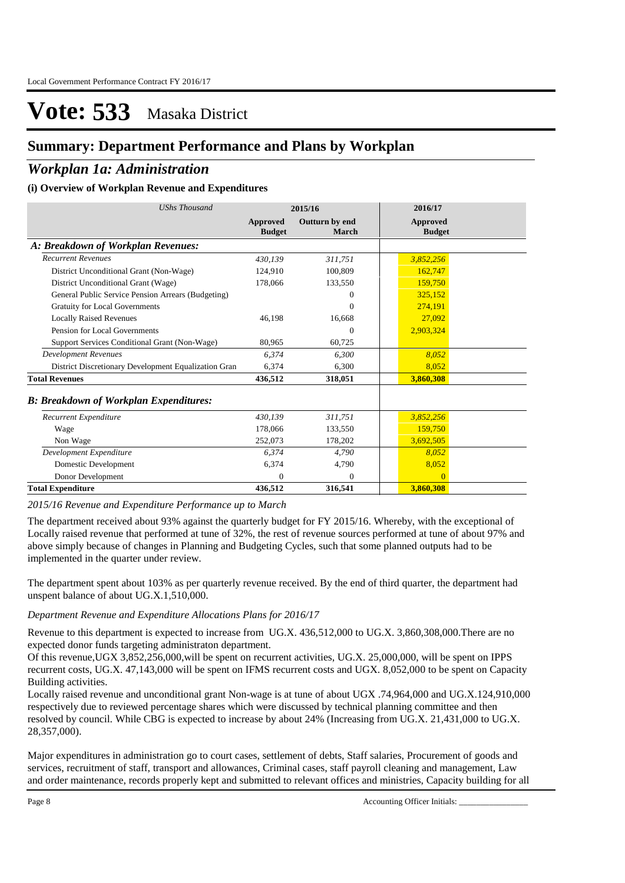# Vote: 533 Masaka District

## Summary: Department Performance and Plans by Workplan

## *Workplan 1a: Administration*

### (i) Overview of Workplan Revenue and Expenditures

| *UShs Thousand* | 2015/16 | | 2016/17 |
|---|---|---|---|
| | Approved Budget | Outturn by end March | Approved Budget |
| ***A: Breakdown of Workplan Revenues:*** | | | |
| *Recurrent Revenues* | *430,139* | *311,751* | *3,852,256* |
| District Unconditional Grant (Non-Wage) | 124,910 | 100,809 | 162,747 |
| District Unconditional Grant (Wage) | 178,066 | 133,550 | 159,750 |
| General Public Service Pension Arrears (Budgeting) | | 0 | 325,152 |
| Gratuity for Local Governments | | 0 | 274,191 |
| Locally Raised Revenues | 46,198 | 16,668 | 27,092 |
| Pension for Local Governments | | 0 | 2,903,324 |
| Support Services Conditional Grant (Non-Wage) | 80,965 | 60,725 | |
| *Development Revenues* | *6,374* | *6,300* | *8,052* |
| District Discretionary Development Equalization Gran | 6,374 | 6,300 | 8,052 |
| **Total Revenues** | **436,512** | **318,051** | **3,860,308** |
| ***B: Breakdown of Workplan Expenditures:*** | | | |
| *Recurrent Expenditure* | *430,139* | *311,751* | *3,852,256* |
| Wage | 178,066 | 133,550 | 159,750 |
| Non Wage | 252,073 | 178,202 | 3,692,505 |
| *Development Expenditure* | *6,374* | *4,790* | *8,052* |
| Domestic Development | 6,374 | 4,790 | 8,052 |
| Donor Development | 0 | 0 | 0 |
| **Total Expenditure** | **436,512** | **316,541** | **3,860,308** |

*2015/16 Revenue and Expenditure Performance up to March*

The department received about 93% against the quarterly budget for FY 2015/16. Whereby, with the exceptional of Locally raised revenue that performed at tune of 32%, the rest of revenue sources performed at tune of about 97% and above simply because of changes in Planning and Budgeting Cycles, such that some planned outputs had to be implemented in the quarter under review.

The department spent about 103% as per quarterly revenue received. By the end of third quarter, the department had unspent balance of about UG.X.1,510,000.

*Department Revenue and Expenditure Allocations Plans for 2016/17*

Revenue to this department is expected to increase from UG.X. 436,512,000 to UG.X. 3,860,308,000.There are no expected donor funds targeting administraton department.
Of this revenue,UGX 3,852,256,000,will be spent on recurrent activities, UG.X. 25,000,000, will be spent on IPPS recurrent costs, UG.X. 47,143,000 will be spent on IFMS recurrent costs and UGX. 8,052,000 to be spent on Capacity Building activities.
Locally raised revenue and unconditional grant Non-wage is at tune of about UGX .74,964,000 and UG.X.124,910,000 respectively due to reviewed percentage shares which were discussed by technical planning committee and then resolved by council. While CBG is expected to increase by about 24% (Increasing from UG.X. 21,431,000 to UG.X. 28,357,000).

Major expenditures in administration go to court cases, settlement of debts, Staff salaries, Procurement of goods and services, recruitment of staff, transport and allowances, Criminal cases, staff payroll cleaning and management, Law and order maintenance, records properly kept and submitted to relevant offices and ministries, Capacity building for all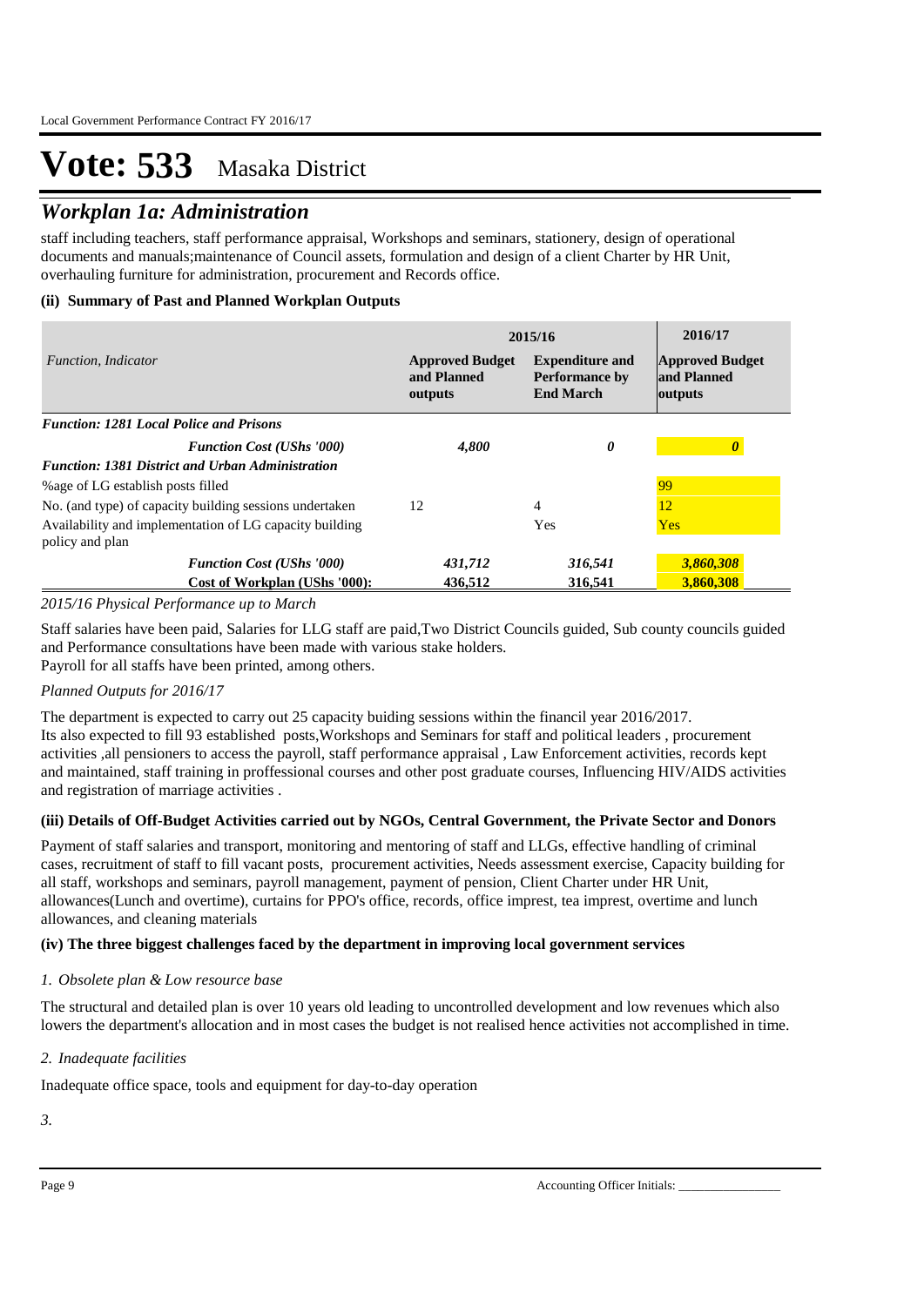# Vote: 533 Masaka District

## *Workplan 1a: Administration*

staff including teachers, staff performance appraisal, Workshops and seminars, stationery, design of operational documents and manuals;maintenance of Council assets, formulation and design of a client Charter by HR Unit, overhauling furniture for administration, procurement and Records office.

### (ii) Summary of Past and Planned Workplan Outputs

| *Function, Indicator* | 2015/16 | | 2016/17 |
|---|---|---|---|
| | **Approved Budget and Planned outputs** | **Expenditure and Performance by End March** | **Approved Budget and Planned outputs** |
| ***Function: 1281 Local Police and Prisons*** | | | |
| ***Function Cost (UShs '000)*** | ***4,800*** | ***0*** | ***0*** |
| ***Function: 1381 District and Urban Administration*** | | | |
| %age of LG establish posts filled | | | 99 |
| No. (and type) of capacity building sessions undertaken | 12 | 4 | 12 |
| Availability and implementation of LG capacity building policy and plan | | Yes | Yes |
| ***Function Cost (UShs '000)*** | ***431,712*** | ***316,541*** | ***3,860,308*** |
| **Cost of Workplan (UShs '000):** | **436,512** | **316,541** | **3,860,308** |

*2015/16 Physical Performance up to March*

Staff salaries have been paid, Salaries for LLG staff are paid,Two District Councils guided, Sub county councils guided and Performance consultations have been made with various stake holders.
Payroll for all staffs have been printed, among others.

*Planned Outputs for 2016/17*

The department is expected to carry out 25 capacity buiding sessions within the financil year 2016/2017.
Its also expected to fill 93 established posts,Workshops and Seminars for staff and political leaders , procurement activities ,all pensioners to access the payroll, staff performance appraisal , Law Enforcement activities, records kept and maintained, staff training in proffessional courses and other post graduate courses, Influencing HIV/AIDS activities and registration of marriage activities .

### (iii) Details of Off-Budget Activities carried out by NGOs, Central Government, the Private Sector and Donors

Payment of staff salaries and transport, monitoring and mentoring of staff and LLGs, effective handling of criminal cases, recruitment of staff to fill vacant posts, procurement activities, Needs assessment exercise, Capacity building for all staff, workshops and seminars, payroll management, payment of pension, Client Charter under HR Unit, allowances(Lunch and overtime), curtains for PPO's office, records, office imprest, tea imprest, overtime and lunch allowances, and cleaning materials

### (iv) The three biggest challenges faced by the department in improving local government services

*1. Obsolete plan & Low resource base*

The structural and detailed plan is over 10 years old leading to uncontrolled development and low revenues which also lowers the department's allocation and in most cases the budget is not realised hence activities not accomplished in time.

*2. Inadequate facilities*

Inadequate office space, tools and equipment for day-to-day operation

*3.*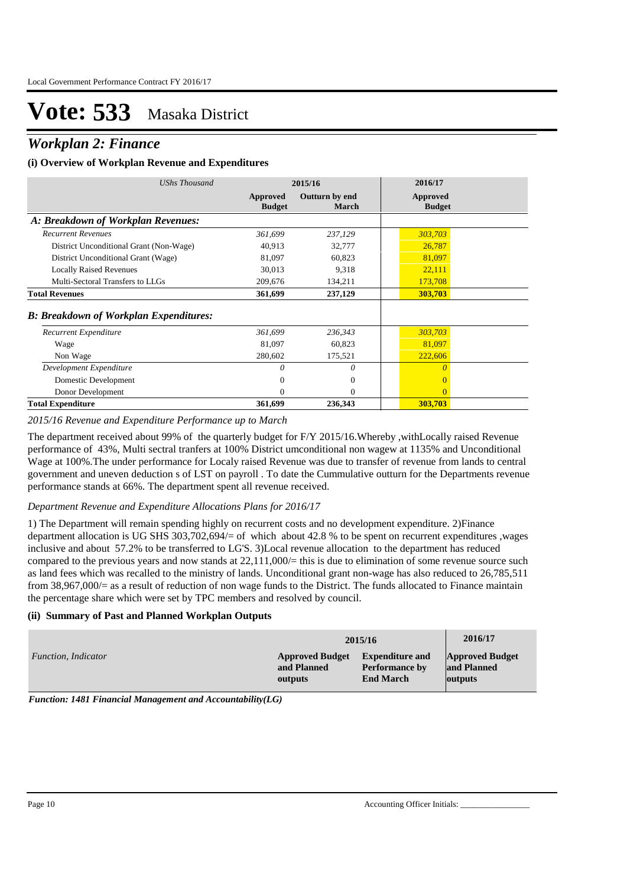# Vote: 533 Masaka District

## *Workplan 2: Finance*

### (i) Overview of Workplan Revenue and Expenditures

| *UShs Thousand* | 2015/16 | | 2016/17 |
|---|---|---|---|
| | **Approved Budget** | **Outturn by end March** | **Approved Budget** |
| ***A: Breakdown of Workplan Revenues:*** | | | |
| *Recurrent Revenues* | *361,699* | *237,129* | *303,703* |
| District Unconditional Grant (Non-Wage) | 40,913 | 32,777 | 26,787 |
| District Unconditional Grant (Wage) | 81,097 | 60,823 | 81,097 |
| Locally Raised Revenues | 30,013 | 9,318 | 22,111 |
| Multi-Sectoral Transfers to LLGs | 209,676 | 134,211 | 173,708 |
| **Total Revenues** | **361,699** | **237,129** | **303,703** |
| ***B: Breakdown of Workplan Expenditures:*** | | | |
| *Recurrent Expenditure* | *361,699* | *236,343* | *303,703* |
| Wage | 81,097 | 60,823 | 81,097 |
| Non Wage | 280,602 | 175,521 | 222,606 |
| *Development Expenditure* | *0* | *0* | *0* |
| Domestic Development | 0 | 0 | 0 |
| Donor Development | 0 | 0 | 0 |
| **Total Expenditure** | **361,699** | **236,343** | **303,703** |

*2015/16 Revenue and Expenditure Performance up to March*

The department received about 99% of the quarterly budget for F/Y 2015/16.Whereby ,withLocally raised Revenue performance of 43%, Multi sectral tranfers at 100% District umconditional non wagew at 1135% and Unconditional Wage at 100%.The under performance for Localy raised Revenue was due to transfer of revenue from lands to central government and uneven deduction s of LST on payroll . To date the Cummulative outturn for the Departments revenue performance stands at 66%. The department spent all revenue received.

*Department Revenue and Expenditure Allocations Plans for 2016/17*

1) The Department will remain spending highly on recurrent costs and no development expenditure. 2)Finance department allocation is UG SHS 303,702,694/= of which about 42.8 % to be spent on recurrent expenditures ,wages inclusive and about 57.2% to be transferred to LG'S. 3)Local revenue allocation to the department has reduced compared to the previous years and now stands at 22,111,000/= this is due to elimination of some revenue source such as land fees which was recalled to the ministry of lands. Unconditional grant non-wage has also reduced to 26,785,511 from 38,967,000/= as a result of reduction of non wage funds to the District. The funds allocated to Finance maintain the percentage share which were set by TPC members and resolved by council.

### (ii) Summary of Past and Planned Workplan Outputs

| | 2015/16 | | 2016/17 |
|---|---|---|---|
| *Function, Indicator* | **Approved Budget and Planned outputs** | **Expenditure and Performance by End March** | **Approved Budget and Planned outputs** |

***Function: 1481 Financial Management and Accountability(LG)***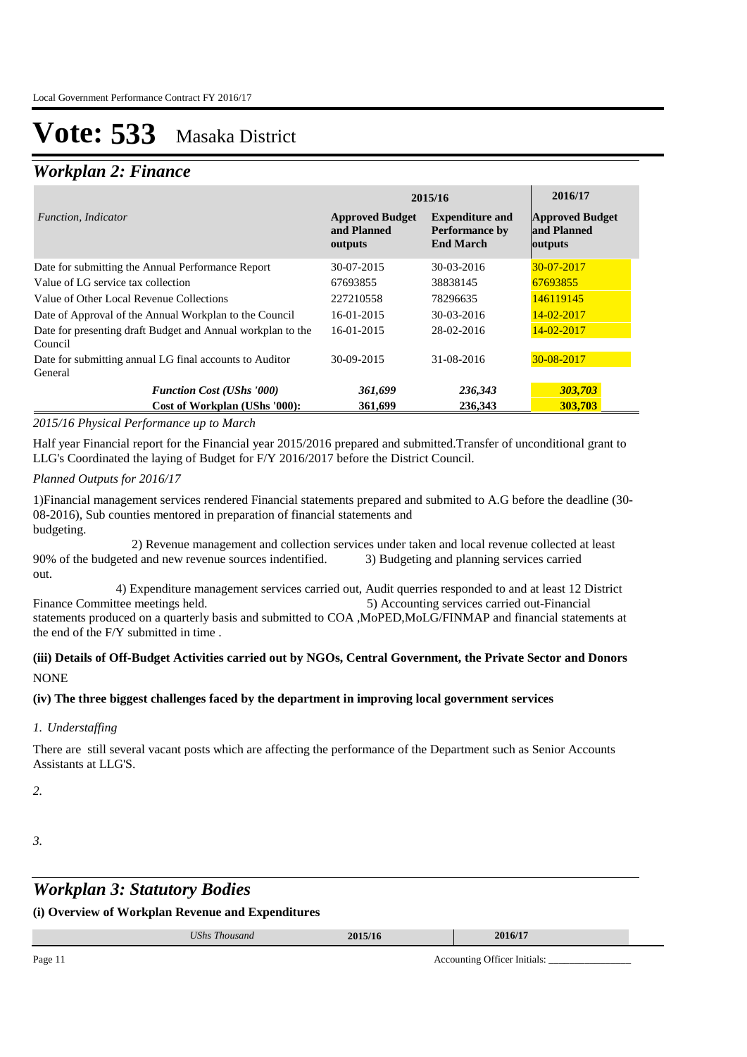# Vote: 533 Masaka District

## *Workplan 2: Finance*

| *Function, Indicator* | 2015/16 Approved Budget and Planned outputs | 2015/16 Expenditure and Performance by End March | 2016/17 Approved Budget and Planned outputs |
|---|---|---|---|
| Date for submitting the Annual Performance Report | 30-07-2015 | 30-03-2016 | 30-07-2017 |
| Value of LG service tax collection | 67693855 | 38838145 | 67693855 |
| Value of Other Local Revenue Collections | 227210558 | 78296635 | 146119145 |
| Date of Approval of the Annual Workplan to the Council | 16-01-2015 | 30-03-2016 | 14-02-2017 |
| Date for presenting draft Budget and Annual workplan to the Council | 16-01-2015 | 28-02-2016 | 14-02-2017 |
| Date for submitting annual LG final accounts to Auditor General | 30-09-2015 | 31-08-2016 | 30-08-2017 |
| ***Function Cost (UShs '000)*** | ***361,699*** | ***236,343*** | ***303,703*** |
| **Cost of Workplan (UShs '000):** | **361,699** | **236,343** | **303,703** |

*2015/16 Physical Performance up to March*

Half year Financial report for the Financial year 2015/2016 prepared and submitted.Transfer of unconditional grant to LLG's Coordinated the laying of Budget for F/Y 2016/2017 before the District Council.

*Planned Outputs for 2016/17*

1)Financial management services rendered Financial statements prepared and submited to A.G before the deadline (30-08-2016), Sub counties mentored in preparation of financial statements and budgeting.

2) Revenue management and collection services under taken and local revenue collected at least 90% of the budgeted and new revenue sources indentified. 3) Budgeting and planning services carried out.

4) Expenditure management services carried out, Audit querries responded to and at least 12 District Finance Committee meetings held. 5) Accounting services carried out-Financial statements produced on a quarterly basis and submitted to COA ,MoPED,MoLG/FINMAP and financial statements at the end of the F/Y submitted in time .

**(iii) Details of Off-Budget Activities carried out by NGOs, Central Government, the Private Sector and Donors**

NONE

**(iv) The three biggest challenges faced by the department in improving local government services**

*1. Understaffing*

There are still several vacant posts which are affecting the performance of the Department such as Senior Accounts Assistants at LLG'S.

*2.*

*3.*

## *Workplan 3: Statutory Bodies*

**(i) Overview of Workplan Revenue and Expenditures**

| *UShs Thousand* | 2015/16 | 2016/17 |
|---|---|---|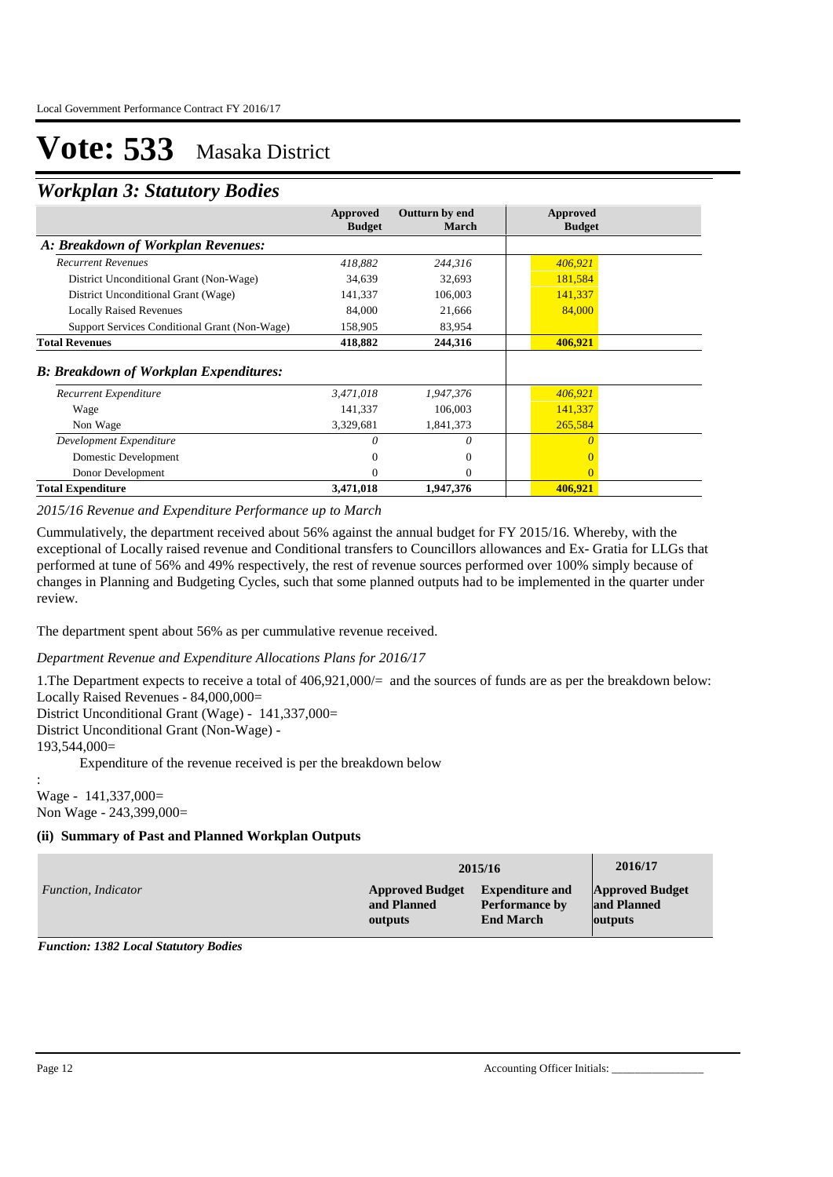# Vote: 533 Masaka District

## *Workplan 3: Statutory Bodies*

| | Approved Budget | Outturn by end March | Approved Budget |
|---|---|---|---|
| ***A: Breakdown of Workplan Revenues:*** | | | |
| *Recurrent Revenues* | *418,882* | *244,316* | *406,921* |
| District Unconditional Grant (Non-Wage) | 34,639 | 32,693 | 181,584 |
| District Unconditional Grant (Wage) | 141,337 | 106,003 | 141,337 |
| Locally Raised Revenues | 84,000 | 21,666 | 84,000 |
| Support Services Conditional Grant (Non-Wage) | 158,905 | 83,954 | |
| **Total Revenues** | **418,882** | **244,316** | **406,921** |
| ***B: Breakdown of Workplan Expenditures:*** | | | |
| *Recurrent Expenditure* | *3,471,018* | *1,947,376* | *406,921* |
| Wage | 141,337 | 106,003 | 141,337 |
| Non Wage | 3,329,681 | 1,841,373 | 265,584 |
| *Development Expenditure* | *0* | *0* | *0* |
| Domestic Development | 0 | 0 | 0 |
| Donor Development | 0 | 0 | 0 |
| **Total Expenditure** | **3,471,018** | **1,947,376** | **406,921** |

*2015/16 Revenue and Expenditure Performance up to March*

Cummulatively, the department received about 56% against the annual budget for FY 2015/16. Whereby, with the exceptional of Locally raised revenue and Conditional transfers to Councillors allowances and Ex- Gratia for LLGs that performed at tune of 56% and 49% respectively, the rest of revenue sources performed over 100% simply because of changes in Planning and Budgeting Cycles, such that some planned outputs had to be implemented in the quarter under review.

The department spent about 56% as per cummulative revenue received.

*Department Revenue and Expenditure Allocations Plans for 2016/17*

1.The Department expects to receive a total of 406,921,000/= and the sources of funds are as per the breakdown below:
Locally Raised Revenues - 84,000,000=
District Unconditional Grant (Wage) - 141,337,000=
District Unconditional Grant (Non-Wage) -
193,544,000=
Expenditure of the revenue received is per the breakdown below
:
Wage - 141,337,000=
Non Wage - 243,399,000=

### (ii) Summary of Past and Planned Workplan Outputs

| | 2015/16 | | 2016/17 |
|---|---|---|---|
| *Function, Indicator* | **Approved Budget and Planned outputs** | **Expenditure and Performance by End March** | **Approved Budget and Planned outputs** |

***Function: 1382 Local Statutory Bodies***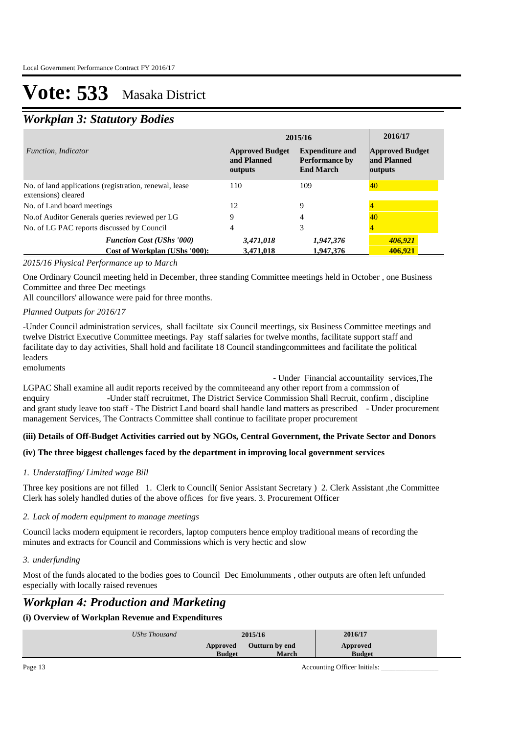# Vote: 533 Masaka District

## *Workplan 3: Statutory Bodies*

| *Function, Indicator* | 2015/16 Approved Budget and Planned outputs | 2015/16 Expenditure and Performance by End March | 2016/17 Approved Budget and Planned outputs |
|---|---|---|---|
| No. of land applications (registration, renewal, lease extensions) cleared | 110 | 109 | 40 |
| No. of Land board meetings | 12 | 9 | 4 |
| No.of Auditor Generals queries reviewed per LG | 9 | 4 | 40 |
| No. of LG PAC reports discussed by Council | 4 | 3 | 4 |
| ***Function Cost (UShs '000)*** | ***3,471,018*** | ***1,947,376*** | ***406,921*** |
| **Cost of Workplan (UShs '000):** | **3,471,018** | **1,947,376** | **406,921** |

*2015/16 Physical Performance up to March*

One Ordinary Council meeting held in December, three standing Committee meetings held in October , one Business Committee and three Dec meetings
All councillors' allowance were paid for three months.

*Planned Outputs for 2016/17*

-Under Council administration services, shall faciltate six Council meertings, six Business Committee meetings and twelve District Executive Committee meetings. Pay staff salaries for twelve months, facilitate support staff and facilitate day to day activities, Shall hold and facilitate 18 Council standingcommittees and facilitate the political leaders
emoluments
- Under Financial accountaility services,The LGPAC Shall examine all audit reports received by the commiteeand any other report from a commssion of enquiry -Under staff recruitmet, The District Service Commission Shall Recruit, confirm , discipline and grant study leave too staff - The District Land board shall handle land matters as prescribed - Under procurement management Services, The Contracts Committee shall continue to facilitate proper procurement

**(iii) Details of Off-Budget Activities carried out by NGOs, Central Government, the Private Sector and Donors**

**(iv) The three biggest challenges faced by the department in improving local government services**

*1. Understaffing/ Limited wage Bill*

Three key positions are not filled 1. Clerk to Council( Senior Assistant Secretary ) 2. Clerk Assistant ,the Committee Clerk has solely handled duties of the above offices for five years. 3. Procurement Officer

*2. Lack of modern equipment to manage meetings*

Council lacks modern equipment ie recorders, laptop computers hence employ traditional means of recording the minutes and extracts for Council and Commissions which is very hectic and slow

*3. underfunding*

Most of the funds alocated to the bodies goes to Council Dec Emolumments , other outputs are often left unfunded especially with locally raised revenues

## *Workplan 4: Production and Marketing*

**(i) Overview of Workplan Revenue and Expenditures**

| *UShs Thousand* | 2015/16 Approved Budget | 2015/16 Outturn by end March | 2016/17 Approved Budget |
|---|---|---|---|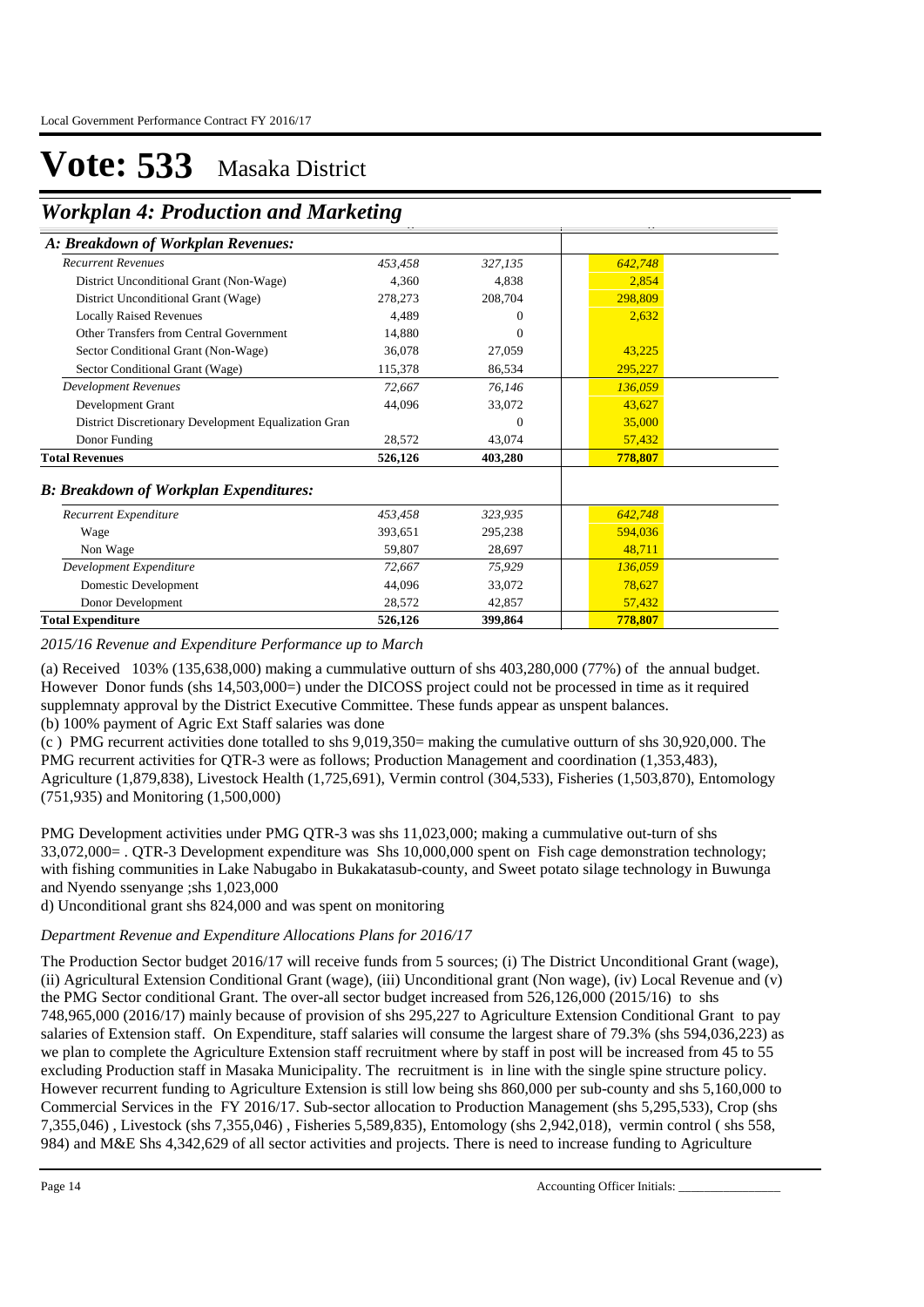# Vote: 533 Masaka District

## Workplan 4: Production and Marketing

| | | | |
|---|---|---|---|
| ***A: Breakdown of Workplan Revenues:*** | | | |
| *Recurrent Revenues* | *453,458* | *327,135* | *642,748* |
| District Unconditional Grant (Non-Wage) | 4,360 | 4,838 | 2,854 |
| District Unconditional Grant (Wage) | 278,273 | 208,704 | 298,809 |
| Locally Raised Revenues | 4,489 | 0 | 2,632 |
| Other Transfers from Central Government | 14,880 | 0 | |
| Sector Conditional Grant (Non-Wage) | 36,078 | 27,059 | 43,225 |
| Sector Conditional Grant (Wage) | 115,378 | 86,534 | 295,227 |
| *Development Revenues* | *72,667* | *76,146* | *136,059* |
| Development Grant | 44,096 | 33,072 | 43,627 |
| District Discretionary Development Equalization Gran | | 0 | 35,000 |
| Donor Funding | 28,572 | 43,074 | 57,432 |
| **Total Revenues** | **526,126** | **403,280** | **778,807** |
| ***B: Breakdown of Workplan Expenditures:*** | | | |
| *Recurrent Expenditure* | *453,458* | *323,935* | *642,748* |
| Wage | 393,651 | 295,238 | 594,036 |
| Non Wage | 59,807 | 28,697 | 48,711 |
| *Development Expenditure* | *72,667* | *75,929* | *136,059* |
| Domestic Development | 44,096 | 33,072 | 78,627 |
| Donor Development | 28,572 | 42,857 | 57,432 |
| **Total Expenditure** | **526,126** | **399,864** | **778,807** |

*2015/16 Revenue and Expenditure Performance up to March*

(a) Received 103% (135,638,000) making a cummulative outturn of shs 403,280,000 (77%) of the annual budget. However Donor funds (shs 14,503,000=) under the DICOSS project could not be processed in time as it required supplemnaty approval by the District Executive Committee. These funds appear as unspent balances.
(b) 100% payment of Agric Ext Staff salaries was done
(c ) PMG recurrent activities done totalled to shs 9,019,350= making the cumulative outturn of shs 30,920,000. The PMG recurrent activities for QTR-3 were as follows; Production Management and coordination (1,353,483), Agriculture (1,879,838), Livestock Health (1,725,691), Vermin control (304,533), Fisheries (1,503,870), Entomology (751,935) and Monitoring (1,500,000)

PMG Development activities under PMG QTR-3 was shs 11,023,000; making a cummulative out-turn of shs 33,072,000= . QTR-3 Development expenditure was Shs 10,000,000 spent on Fish cage demonstration technology; with fishing communities in Lake Nabugabo in Bukakatasub-county, and Sweet potato silage technology in Buwunga and Nyendo ssenyange ;shs 1,023,000
d) Unconditional grant shs 824,000 and was spent on monitoring

*Department Revenue and Expenditure Allocations Plans for 2016/17*

The Production Sector budget 2016/17 will receive funds from 5 sources; (i) The District Unconditional Grant (wage), (ii) Agricultural Extension Conditional Grant (wage), (iii) Unconditional grant (Non wage), (iv) Local Revenue and (v) the PMG Sector conditional Grant. The over-all sector budget increased from 526,126,000 (2015/16) to shs 748,965,000 (2016/17) mainly because of provision of shs 295,227 to Agriculture Extension Conditional Grant to pay salaries of Extension staff. On Expenditure, staff salaries will consume the largest share of 79.3% (shs 594,036,223) as we plan to complete the Agriculture Extension staff recruitment where by staff in post will be increased from 45 to 55 excluding Production staff in Masaka Municipality. The recruitment is in line with the single spine structure policy. However recurrent funding to Agriculture Extension is still low being shs 860,000 per sub-county and shs 5,160,000 to Commercial Services in the FY 2016/17. Sub-sector allocation to Production Management (shs 5,295,533), Crop (shs 7,355,046) , Livestock (shs 7,355,046) , Fisheries 5,589,835), Entomology (shs 2,942,018), vermin control ( shs 558, 984) and M&E Shs 4,342,629 of all sector activities and projects. There is need to increase funding to Agriculture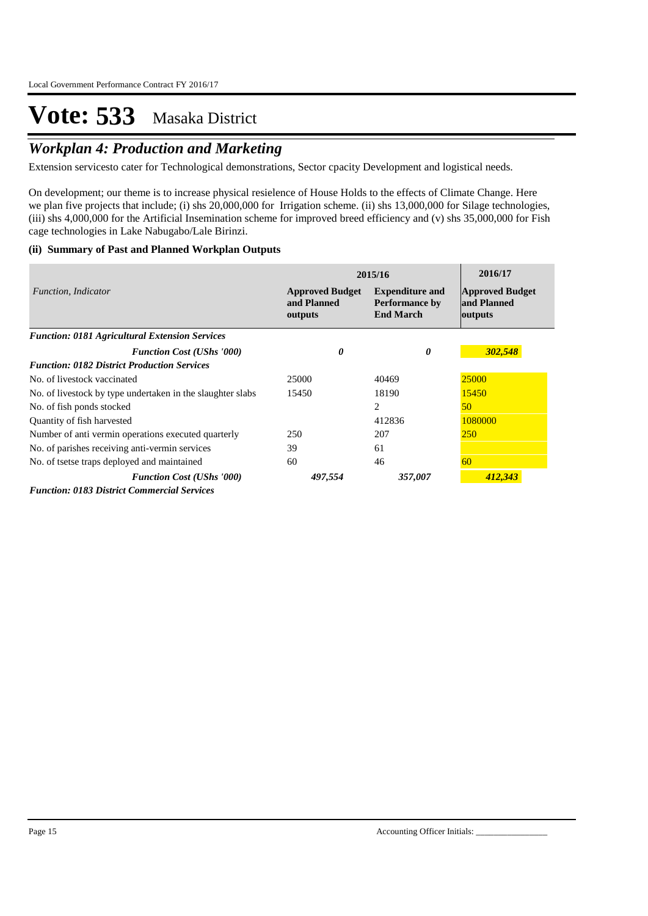# Vote: 533 Masaka District

## *Workplan 4: Production and Marketing*

Extension servicesto cater for Technological demonstrations, Sector cpacity Development and logistical needs.

On development; our theme is to increase physical resielence of House Holds to the effects of Climate Change. Here we plan five projects that include; (i) shs 20,000,000 for Irrigation scheme. (ii) shs 13,000,000 for Silage technologies, (iii) shs 4,000,000 for the Artificial Insemination scheme for improved breed efficiency and (v) shs 35,000,000 for Fish cage technologies in Lake Nabugabo/Lale Birinzi.

### (ii) Summary of Past and Planned Workplan Outputs

| *Function, Indicator* | 2015/16 | | 2016/17 |
|---|---|---|---|
| | **Approved Budget and Planned outputs** | **Expenditure and Performance by End March** | **Approved Budget and Planned outputs** |
| ***Function: 0181 Agricultural Extension Services*** | | | |
| ***Function Cost (UShs '000)*** | ***0*** | ***0*** | ***302,548*** |
| ***Function: 0182 District Production Services*** | | | |
| No. of livestock vaccinated | 25000 | 40469 | 25000 |
| No. of livestock by type undertaken in the slaughter slabs | 15450 | 18190 | 15450 |
| No. of fish ponds stocked | | 2 | 50 |
| Quantity of fish harvested | | 412836 | 1080000 |
| Number of anti vermin operations executed quarterly | 250 | 207 | 250 |
| No. of parishes receiving anti-vermin services | 39 | 61 | |
| No. of tsetse traps deployed and maintained | 60 | 46 | 60 |
| ***Function Cost (UShs '000)*** | ***497,554*** | ***357,007*** | ***412,343*** |
| ***Function: 0183 District Commercial Services*** | | | |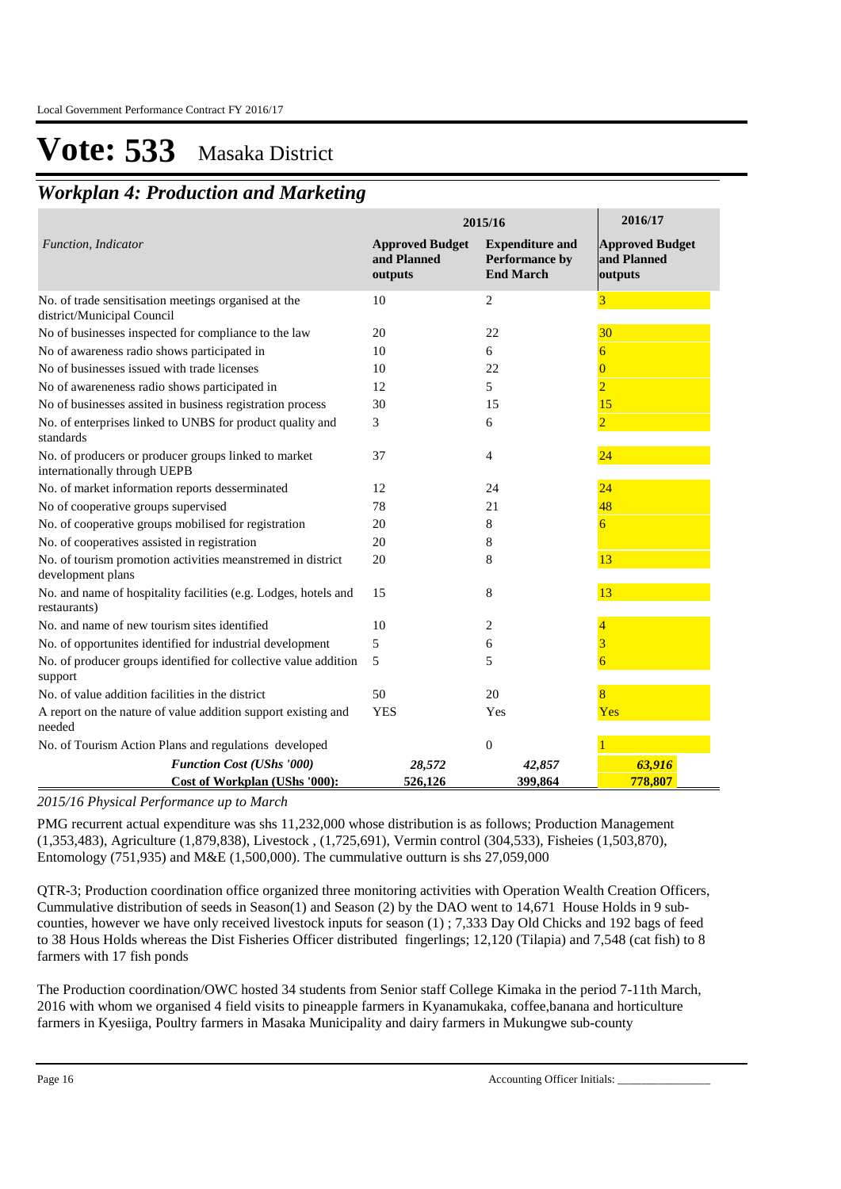# Vote: 533 Masaka District

## *Workplan 4: Production and Marketing*

| *Function, Indicator* | 2015/16 | | 2016/17 |
|---|---|---|---|
| | **Approved Budget and Planned outputs** | **Expenditure and Performance by End March** | **Approved Budget and Planned outputs** |
| No. of trade sensitisation meetings organised at the district/Municipal Council | 10 | 2 | 3 |
| No of businesses inspected for compliance to the law | 20 | 22 | 30 |
| No of awareness radio shows participated in | 10 | 6 | 6 |
| No of businesses issued with trade licenses | 10 | 22 | 0 |
| No of awareneness radio shows participated in | 12 | 5 | 2 |
| No of businesses assited in business registration process | 30 | 15 | 15 |
| No. of enterprises linked to UNBS for product quality and standards | 3 | 6 | 2 |
| No. of producers or producer groups linked to market internationally through UEPB | 37 | 4 | 24 |
| No. of market information reports desserminated | 12 | 24 | 24 |
| No of cooperative groups supervised | 78 | 21 | 48 |
| No. of cooperative groups mobilised for registration | 20 | 8 | 6 |
| No. of cooperatives assisted in registration | 20 | 8 | |
| No. of tourism promotion activities meanstremed in district development plans | 20 | 8 | 13 |
| No. and name of hospitality facilities (e.g. Lodges, hotels and restaurants) | 15 | 8 | 13 |
| No. and name of new tourism sites identified | 10 | 2 | 4 |
| No. of opportunites identified for industrial development | 5 | 6 | 3 |
| No. of producer groups identified for collective value addition support | 5 | 5 | 6 |
| No. of value addition facilities in the district | 50 | 20 | 8 |
| A report on the nature of value addition support existing and needed | YES | Yes | Yes |
| No. of Tourism Action Plans and regulations developed | | 0 | 1 |
| ***Function Cost (UShs '000)*** | ***28,572*** | ***42,857*** | ***63,916*** |
| **Cost of Workplan (UShs '000):** | **526,126** | **399,864** | **778,807** |

*2015/16 Physical Performance up to March*

PMG recurrent actual expenditure was shs 11,232,000 whose distribution is as follows; Production Management (1,353,483), Agriculture (1,879,838), Livestock , (1,725,691), Vermin control (304,533), Fisheies (1,503,870), Entomology (751,935) and M&E (1,500,000). The cummulative outturn is shs 27,059,000

QTR-3; Production coordination office organized three monitoring activities with Operation Wealth Creation Officers, Cummulative distribution of seeds in Season(1) and Season (2) by the DAO went to 14,671 House Holds in 9 sub-counties, however we have only received livestock inputs for season (1) ; 7,333 Day Old Chicks and 192 bags of feed to 38 Hous Holds whereas the Dist Fisheries Officer distributed fingerlings; 12,120 (Tilapia) and 7,548 (cat fish) to 8 farmers with 17 fish ponds

The Production coordination/OWC hosted 34 students from Senior staff College Kimaka in the period 7-11th March, 2016 with whom we organised 4 field visits to pineapple farmers in Kyanamukaka, coffee,banana and horticulture farmers in Kyesiiga, Poultry farmers in Masaka Municipality and dairy farmers in Mukungwe sub-county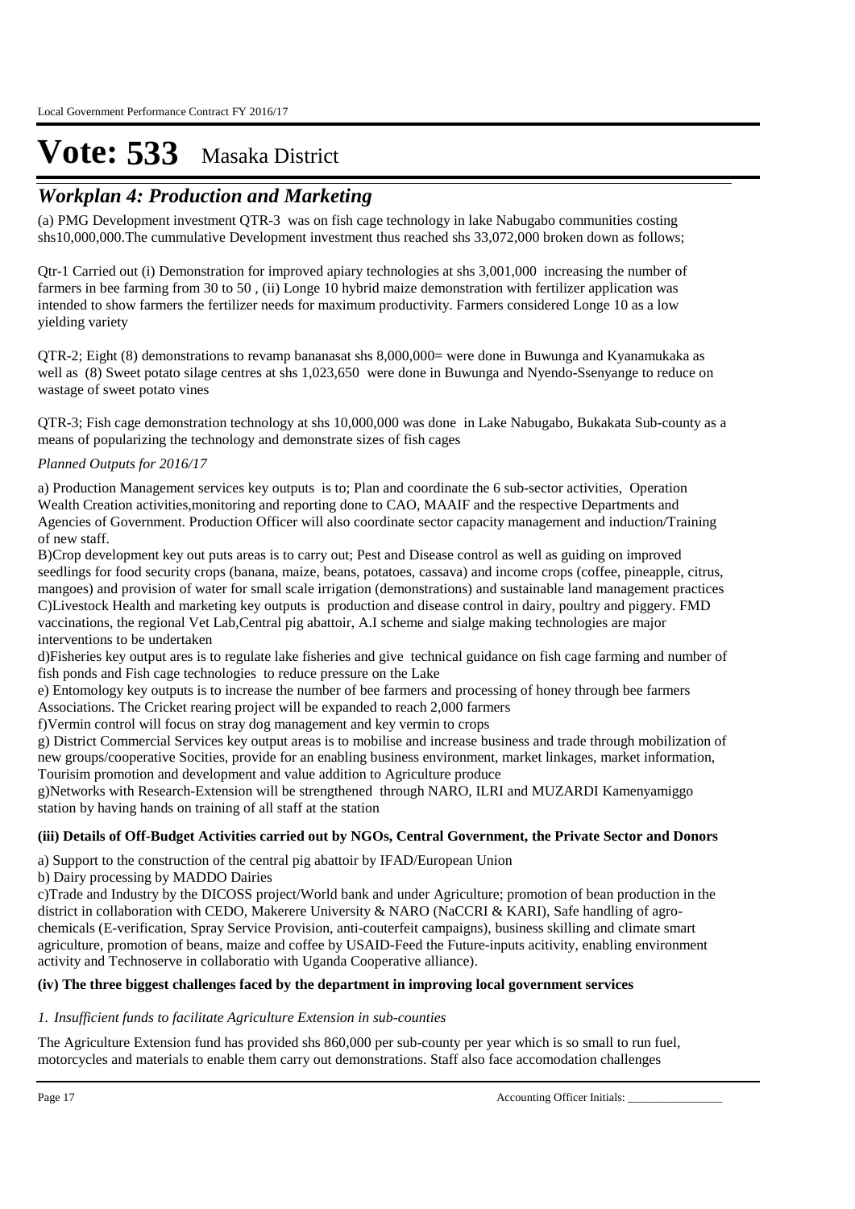# Vote: 533 Masaka District

## *Workplan 4: Production and Marketing*

(a) PMG Development investment QTR-3 was on fish cage technology in lake Nabugabo communities costing shs10,000,000.The cummulative Development investment thus reached shs 33,072,000 broken down as follows;

Qtr-1 Carried out (i) Demonstration for improved apiary technologies at shs 3,001,000 increasing the number of farmers in bee farming from 30 to 50 , (ii) Longe 10 hybrid maize demonstration with fertilizer application was intended to show farmers the fertilizer needs for maximum productivity. Farmers considered Longe 10 as a low yielding variety

QTR-2; Eight (8) demonstrations to revamp bananasat shs 8,000,000= were done in Buwunga and Kyanamukaka as well as (8) Sweet potato silage centres at shs 1,023,650 were done in Buwunga and Nyendo-Ssenyange to reduce on wastage of sweet potato vines

QTR-3; Fish cage demonstration technology at shs 10,000,000 was done in Lake Nabugabo, Bukakata Sub-county as a means of popularizing the technology and demonstrate sizes of fish cages

*Planned Outputs for 2016/17*

a) Production Management services key outputs is to; Plan and coordinate the 6 sub-sector activities, Operation Wealth Creation activities,monitoring and reporting done to CAO, MAAIF and the respective Departments and Agencies of Government. Production Officer will also coordinate sector capacity management and induction/Training of new staff.
B)Crop development key out puts areas is to carry out; Pest and Disease control as well as guiding on improved seedlings for food security crops (banana, maize, beans, potatoes, cassava) and income crops (coffee, pineapple, citrus, mangoes) and provision of water for small scale irrigation (demonstrations) and sustainable land management practices
C)Livestock Health and marketing key outputs is production and disease control in dairy, poultry and piggery. FMD vaccinations, the regional Vet Lab,Central pig abattoir, A.I scheme and sialge making technologies are major interventions to be undertaken
d)Fisheries key output ares is to regulate lake fisheries and give technical guidance on fish cage farming and number of fish ponds and Fish cage technologies to reduce pressure on the Lake
e) Entomology key outputs is to increase the number of bee farmers and processing of honey through bee farmers Associations. The Cricket rearing project will be expanded to reach 2,000 farmers
f)Vermin control will focus on stray dog management and key vermin to crops
g) District Commercial Services key output areas is to mobilise and increase business and trade through mobilization of new groups/cooperative Socities, provide for an enabling business environment, market linkages, market information, Tourisim promotion and development and value addition to Agriculture produce
g)Networks with Research-Extension will be strengthened through NARO, ILRI and MUZARDI Kamenyamiggo station by having hands on training of all staff at the station

**(iii) Details of Off-Budget Activities carried out by NGOs, Central Government, the Private Sector and Donors**

a) Support to the construction of the central pig abattoir by IFAD/European Union
b) Dairy processing by MADDO Dairies
c)Trade and Industry by the DICOSS project/World bank and under Agriculture; promotion of bean production in the district in collaboration with CEDO, Makerere University & NARO (NaCCRI & KARI), Safe handling of agro-chemicals (E-verification, Spray Service Provision, anti-couterfeit campaigns), business skilling and climate smart agriculture, promotion of beans, maize and coffee by USAID-Feed the Future-inputs acitivity, enabling environment activity and Technoserve in collaboratio with Uganda Cooperative alliance).

**(iv) The three biggest challenges faced by the department in improving local government services**

*1. Insufficient funds to facilitate Agriculture Extension in sub-counties*

The Agriculture Extension fund has provided shs 860,000 per sub-county per year which is so small to run fuel, motorcycles and materials to enable them carry out demonstrations. Staff also face accomodation challenges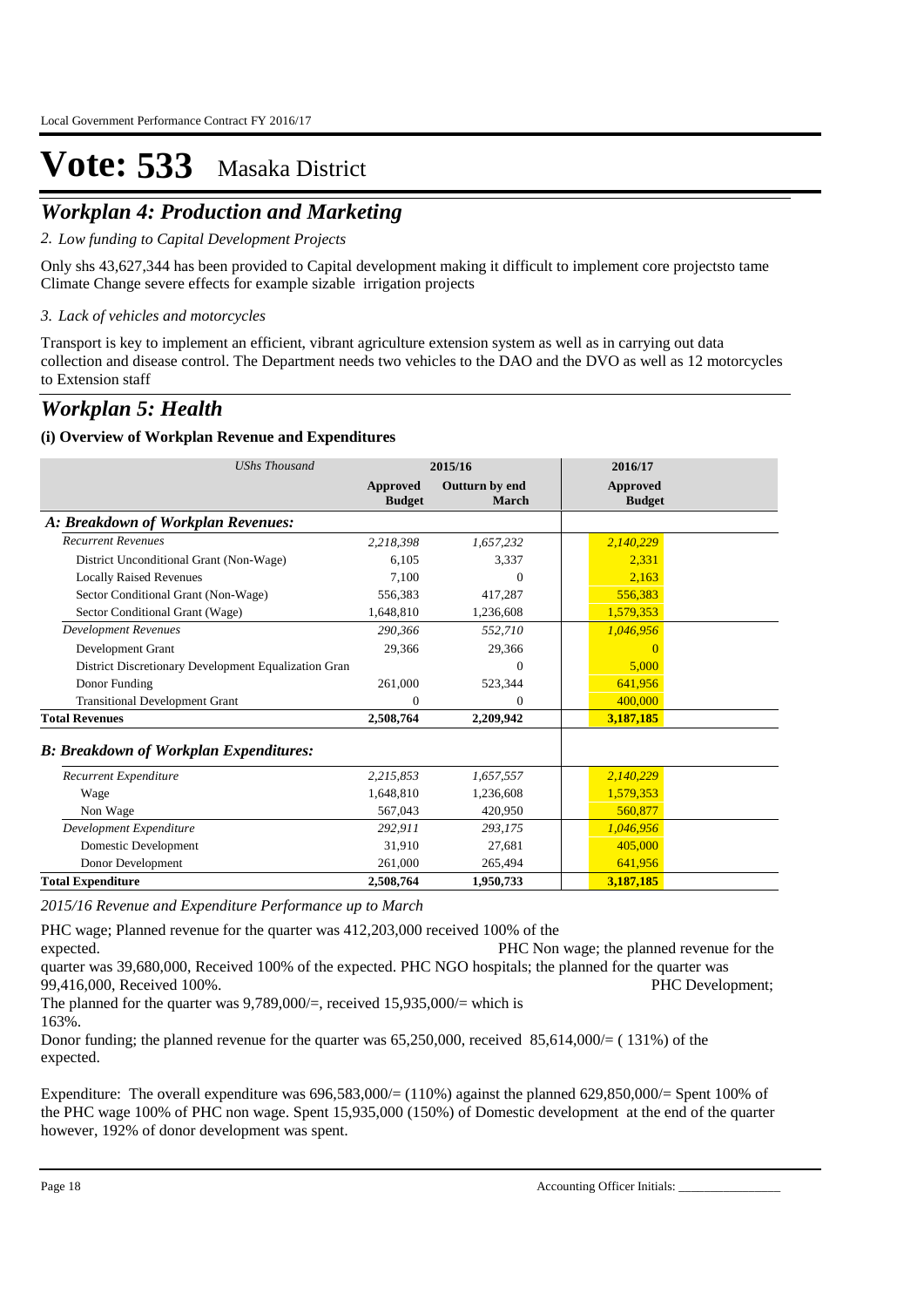# Vote: 533 Masaka District

## *Workplan 4: Production and Marketing*

*2. Low funding to Capital Development Projects*

Only shs 43,627,344 has been provided to Capital development making it difficult to implement core projectsto tame Climate Change severe effects for example sizable irrigation projects

*3. Lack of vehicles and motorcycles*

Transport is key to implement an efficient, vibrant agriculture extension system as well as in carrying out data collection and disease control. The Department needs two vehicles to the DAO and the DVO as well as 12 motorcycles to Extension staff

## *Workplan 5: Health*

### (i) Overview of Workplan Revenue and Expenditures

| *UShs Thousand* | 2015/16 | | 2016/17 |
|---|---|---|---|
| | **Approved Budget** | **Outturn by end March** | **Approved Budget** |
| ***A: Breakdown of Workplan Revenues:*** | | | |
| *Recurrent Revenues* | *2,218,398* | *1,657,232* | *2,140,229* |
| District Unconditional Grant (Non-Wage) | 6,105 | 3,337 | 2,331 |
| Locally Raised Revenues | 7,100 | 0 | 2,163 |
| Sector Conditional Grant (Non-Wage) | 556,383 | 417,287 | 556,383 |
| Sector Conditional Grant (Wage) | 1,648,810 | 1,236,608 | 1,579,353 |
| *Development Revenues* | *290,366* | *552,710* | *1,046,956* |
| Development Grant | 29,366 | 29,366 | 0 |
| District Discretionary Development Equalization Gran | | 0 | 5,000 |
| Donor Funding | 261,000 | 523,344 | 641,956 |
| Transitional Development Grant | 0 | 0 | 400,000 |
| **Total Revenues** | **2,508,764** | **2,209,942** | **3,187,185** |
| ***B: Breakdown of Workplan Expenditures:*** | | | |
| *Recurrent Expenditure* | *2,215,853* | *1,657,557* | *2,140,229* |
| Wage | 1,648,810 | 1,236,608 | 1,579,353 |
| Non Wage | 567,043 | 420,950 | 560,877 |
| *Development Expenditure* | *292,911* | *293,175* | *1,046,956* |
| Domestic Development | 31,910 | 27,681 | 405,000 |
| Donor Development | 261,000 | 265,494 | 641,956 |
| **Total Expenditure** | **2,508,764** | **1,950,733** | **3,187,185** |

*2015/16 Revenue and Expenditure Performance up to March*

PHC wage; Planned revenue for the quarter was 412,203,000 received 100% of the expected. PHC Non wage; the planned revenue for the quarter was 39,680,000, Received 100% of the expected. PHC NGO hospitals; the planned for the quarter was 99,416,000, Received 100%. PHC Development; The planned for the quarter was 9,789,000/=, received 15,935,000/= which is 163%.

Donor funding; the planned revenue for the quarter was 65,250,000, received 85,614,000/= ( 131%) of the expected.

Expenditure: The overall expenditure was 696,583,000/= (110%) against the planned 629,850,000/= Spent 100% of the PHC wage 100% of PHC non wage. Spent 15,935,000 (150%) of Domestic development at the end of the quarter however, 192% of donor development was spent.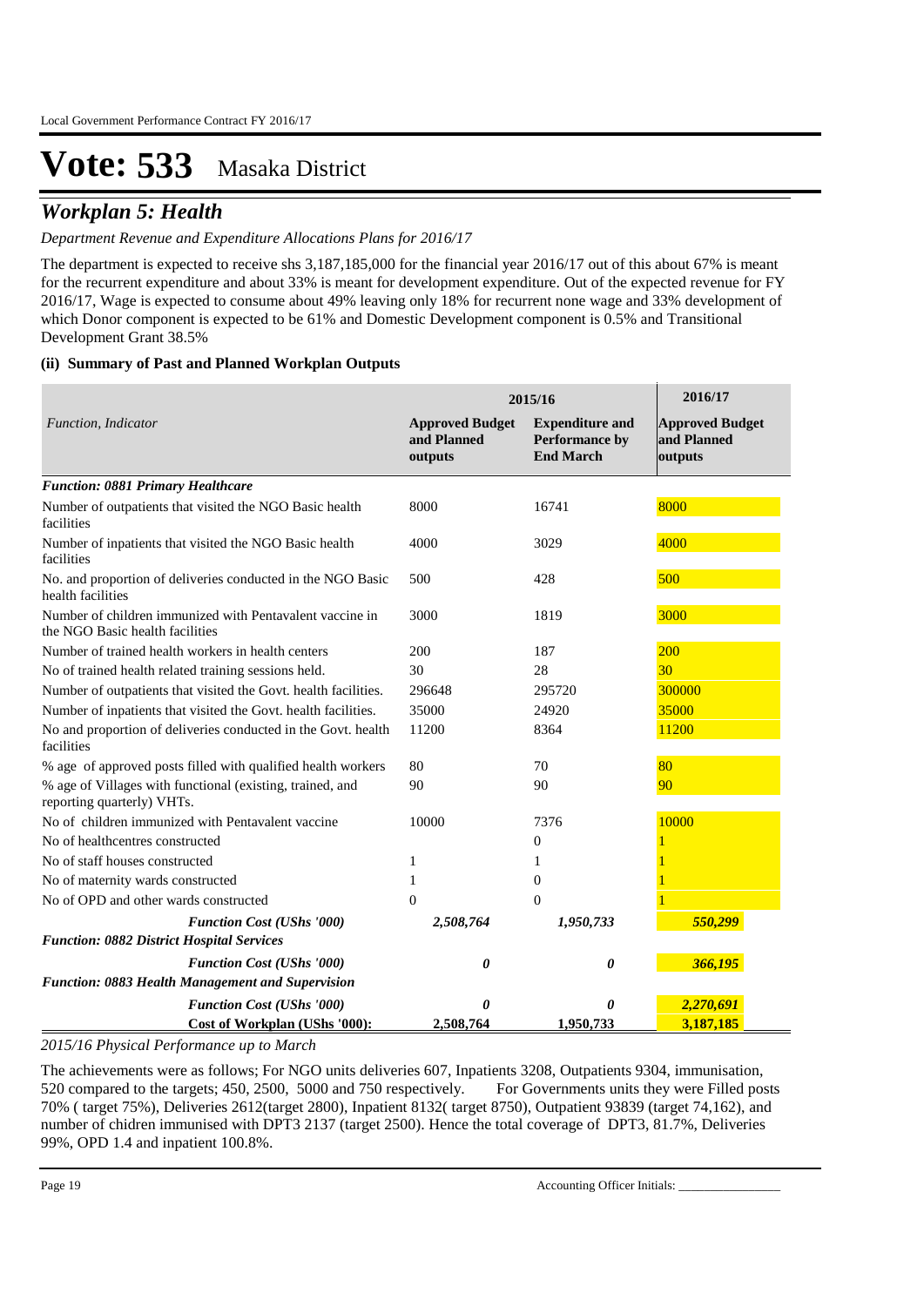# Vote: 533 Masaka District

## *Workplan 5: Health*

*Department Revenue and Expenditure Allocations Plans for 2016/17*

The department is expected to receive shs 3,187,185,000 for the financial year 2016/17 out of this about 67% is meant for the recurrent expenditure and about 33% is meant for development expenditure. Out of the expected revenue for FY 2016/17, Wage is expected to consume about 49% leaving only 18% for recurrent none wage and 33% development of which Donor component is expected to be 61% and Domestic Development component is 0.5% and Transitional Development Grant 38.5%

### (ii) Summary of Past and Planned Workplan Outputs

| *Function, Indicator* | 2015/16 | | 2016/17 |
|---|---|---|---|
| | **Approved Budget and Planned outputs** | **Expenditure and Performance by End March** | **Approved Budget and Planned outputs** |
| ***Function: 0881 Primary Healthcare*** | | | |
| Number of outpatients that visited the NGO Basic health facilities | 8000 | 16741 | 8000 |
| Number of inpatients that visited the NGO Basic health facilities | 4000 | 3029 | 4000 |
| No. and proportion of deliveries conducted in the NGO Basic health facilities | 500 | 428 | 500 |
| Number of children immunized with Pentavalent vaccine in the NGO Basic health facilities | 3000 | 1819 | 3000 |
| Number of trained health workers in health centers | 200 | 187 | 200 |
| No of trained health related training sessions held. | 30 | 28 | 30 |
| Number of outpatients that visited the Govt. health facilities. | 296648 | 295720 | 300000 |
| Number of inpatients that visited the Govt. health facilities. | 35000 | 24920 | 35000 |
| No and proportion of deliveries conducted in the Govt. health facilities | 11200 | 8364 | 11200 |
| % age of approved posts filled with qualified health workers | 80 | 70 | 80 |
| % age of Villages with functional (existing, trained, and reporting quarterly) VHTs. | 90 | 90 | 90 |
| No of children immunized with Pentavalent vaccine | 10000 | 7376 | 10000 |
| No of healthcentres constructed | | 0 | 1 |
| No of staff houses constructed | 1 | 1 | 1 |
| No of maternity wards constructed | 1 | 0 | 1 |
| No of OPD and other wards constructed | 0 | 0 | 1 |
| ***Function Cost (UShs '000)*** | ***2,508,764*** | ***1,950,733*** | ***550,299*** |
| ***Function: 0882 District Hospital Services*** | | | |
| ***Function Cost (UShs '000)*** | ***0*** | ***0*** | ***366,195*** |
| ***Function: 0883 Health Management and Supervision*** | | | |
| ***Function Cost (UShs '000)*** | ***0*** | ***0*** | ***2,270,691*** |
| **Cost of Workplan (UShs '000):** | **2,508,764** | **1,950,733** | **3,187,185** |

*2015/16 Physical Performance up to March*

The achievements were as follows; For NGO units deliveries 607, Inpatients 3208, Outpatients 9304, immunisation, 520 compared to the targets; 450, 2500, 5000 and 750 respectively. For Governments units they were Filled posts 70% ( target 75%), Deliveries 2612(target 2800), Inpatient 8132( target 8750), Outpatient 93839 (target 74,162), and number of chidren immunised with DPT3 2137 (target 2500). Hence the total coverage of DPT3, 81.7%, Deliveries 99%, OPD 1.4 and inpatient 100.8%.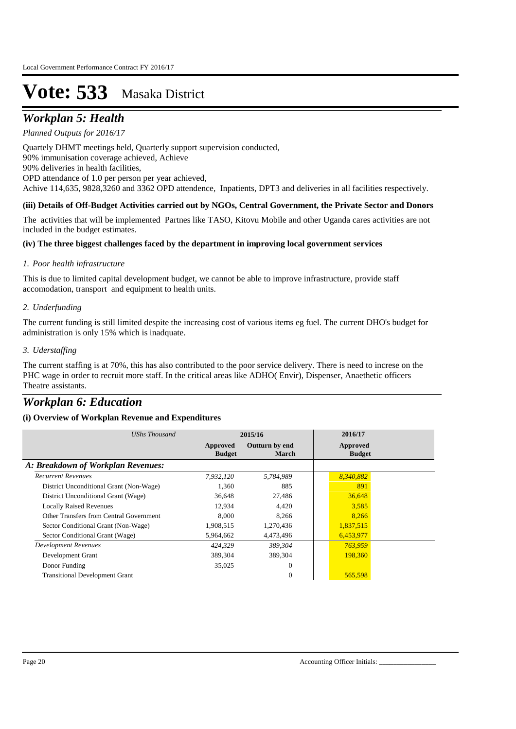# Vote: 533 Masaka District

## *Workplan 5: Health*

*Planned Outputs for 2016/17*

Quartely DHMT meetings held, Quarterly support supervision conducted,
90% immunisation coverage achieved, Achieve
90% deliveries in health facilities,
OPD attendance of 1.0 per person per year achieved,
Achive 114,635, 9828,3260 and 3362 OPD attendence, Inpatients, DPT3 and deliveries in all facilities respectively.

**(iii) Details of Off-Budget Activities carried out by NGOs, Central Government, the Private Sector and Donors**

The activities that will be implemented Partnes like TASO, Kitovu Mobile and other Uganda cares activities are not included in the budget estimates.

**(iv) The three biggest challenges faced by the department in improving local government services**

*1. Poor health infrastructure*

This is due to limited capital development budget, we cannot be able to improve infrastructure, provide staff accomodation, transport and equipment to health units.

*2. Underfunding*

The current funding is still limited despite the increasing cost of various items eg fuel. The current DHO's budget for administration is only 15% which is inadquate.

*3. Uderstaffing*

The current staffing is at 70%, this has also contributed to the poor service delivery. There is need to increse on the PHC wage in order to recruit more staff. In the critical areas like ADHO( Envir), Dispenser, Anaethetic officers Theatre assistants.

## *Workplan 6: Education*

**(i) Overview of Workplan Revenue and Expenditures**

| *UShs Thousand* | 2015/16 | | 2016/17 |
|---|---|---|---|
| | **Approved Budget** | **Outturn by end March** | **Approved Budget** |
| ***A: Breakdown of Workplan Revenues:*** | | | |
| *Recurrent Revenues* | *7,932,120* | *5,784,989* | *8,340,882* |
| District Unconditional Grant (Non-Wage) | 1,360 | 885 | 891 |
| District Unconditional Grant (Wage) | 36,648 | 27,486 | 36,648 |
| Locally Raised Revenues | 12,934 | 4,420 | 3,585 |
| Other Transfers from Central Government | 8,000 | 8,266 | 8,266 |
| Sector Conditional Grant (Non-Wage) | 1,908,515 | 1,270,436 | 1,837,515 |
| Sector Conditional Grant (Wage) | 5,964,662 | 4,473,496 | 6,453,977 |
| *Development Revenues* | *424,329* | *389,304* | *763,959* |
| Development Grant | 389,304 | 389,304 | 198,360 |
| Donor Funding | 35,025 | 0 | |
| Transitional Development Grant | | 0 | 565,598 |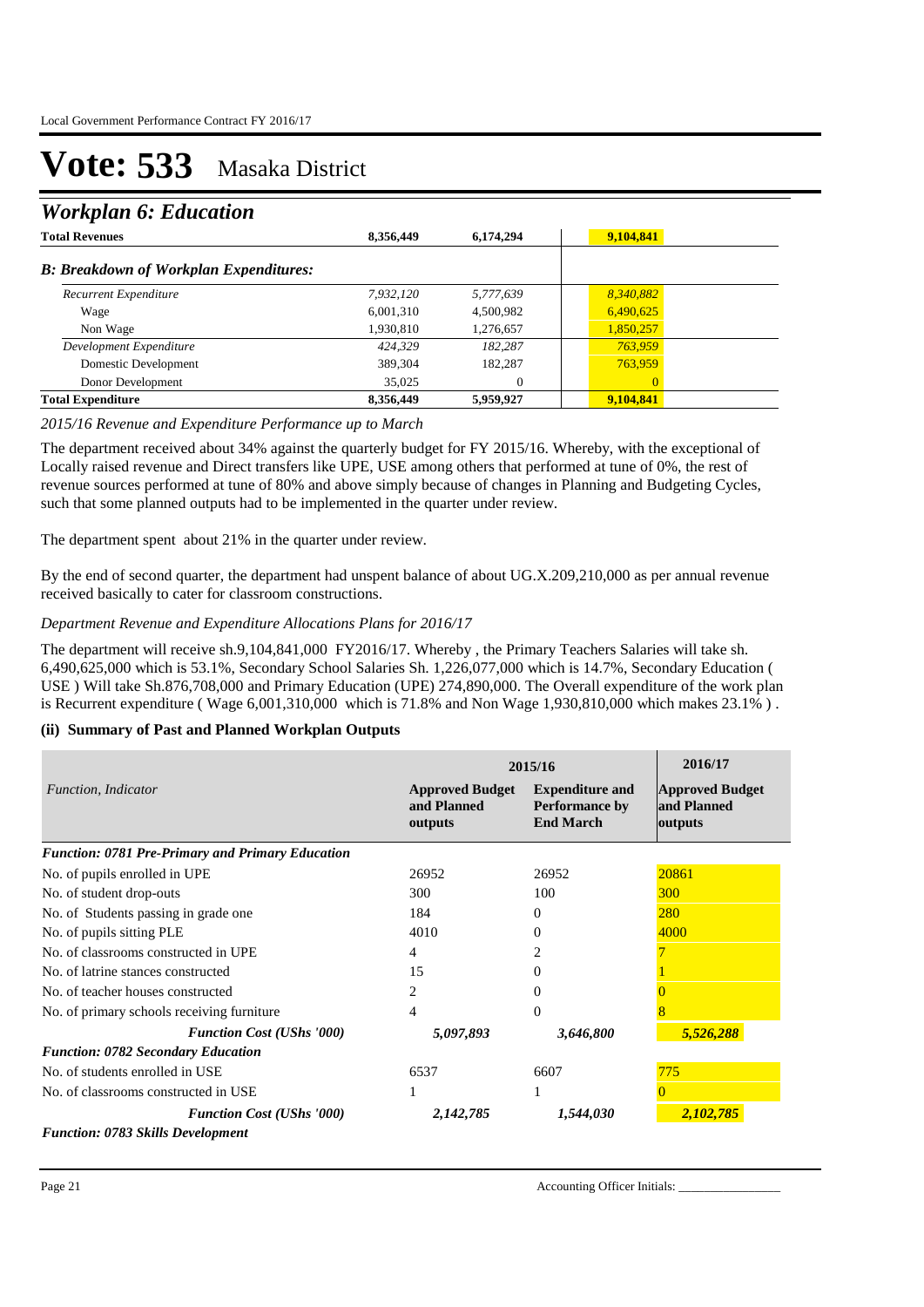# Vote: 533 Masaka District

## *Workplan 6: Education*

| | | | |
|---|---|---|---|
| **Total Revenues** | **8,356,449** | **6,174,294** | **9,104,841** |
| ***B: Breakdown of Workplan Expenditures:*** | | | |
| *Recurrent Expenditure* | *7,932,120* | *5,777,639* | *8,340,882* |
| Wage | 6,001,310 | 4,500,982 | 6,490,625 |
| Non Wage | 1,930,810 | 1,276,657 | 1,850,257 |
| *Development Expenditure* | *424,329* | *182,287* | *763,959* |
| Domestic Development | 389,304 | 182,287 | 763,959 |
| Donor Development | 35,025 | 0 | 0 |
| **Total Expenditure** | **8,356,449** | **5,959,927** | **9,104,841** |

*2015/16 Revenue and Expenditure Performance up to March*

The department received about 34% against the quarterly budget for FY 2015/16. Whereby, with the exceptional of Locally raised revenue and Direct transfers like UPE, USE among others that performed at tune of 0%, the rest of revenue sources performed at tune of 80% and above simply because of changes in Planning and Budgeting Cycles, such that some planned outputs had to be implemented in the quarter under review.

The department spent about 21% in the quarter under review.

By the end of second quarter, the department had unspent balance of about UG.X.209,210,000 as per annual revenue received basically to cater for classroom constructions.

*Department Revenue and Expenditure Allocations Plans for 2016/17*

The department will receive sh.9,104,841,000 FY2016/17. Whereby , the Primary Teachers Salaries will take sh. 6,490,625,000 which is 53.1%, Secondary School Salaries Sh. 1,226,077,000 which is 14.7%, Secondary Education ( USE ) Will take Sh.876,708,000 and Primary Education (UPE) 274,890,000. The Overall expenditure of the work plan is Recurrent expenditure ( Wage 6,001,310,000 which is 71.8% and Non Wage 1,930,810,000 which makes 23.1% ) .

### (ii) Summary of Past and Planned Workplan Outputs

| *Function, Indicator* | 2015/16 | | 2016/17 |
|---|---|---|---|
| | **Approved Budget and Planned outputs** | **Expenditure and Performance by End March** | **Approved Budget and Planned outputs** |
| ***Function: 0781 Pre-Primary and Primary Education*** | | | |
| No. of pupils enrolled in UPE | 26952 | 26952 | 20861 |
| No. of student drop-outs | 300 | 100 | 300 |
| No. of Students passing in grade one | 184 | 0 | 280 |
| No. of pupils sitting PLE | 4010 | 0 | 4000 |
| No. of classrooms constructed in UPE | 4 | 2 | 7 |
| No. of latrine stances constructed | 15 | 0 | 1 |
| No. of teacher houses constructed | 2 | 0 | 0 |
| No. of primary schools receiving furniture | 4 | 0 | 8 |
| ***Function Cost (UShs '000)*** | ***5,097,893*** | ***3,646,800*** | ***5,526,288*** |
| ***Function: 0782 Secondary Education*** | | | |
| No. of students enrolled in USE | 6537 | 6607 | 775 |
| No. of classrooms constructed in USE | 1 | 1 | 0 |
| ***Function Cost (UShs '000)*** | ***2,142,785*** | ***1,544,030*** | ***2,102,785*** |
| ***Function: 0783 Skills Development*** | | | |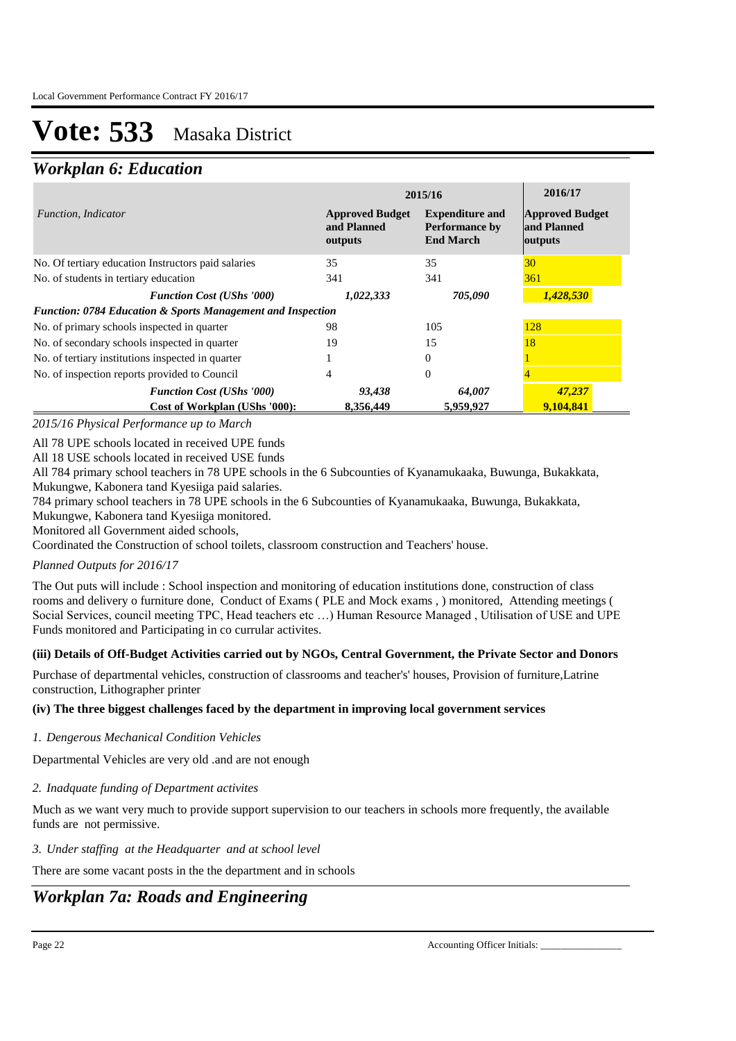# Vote: 533 Masaka District

## *Workplan 6: Education*

| *Function, Indicator* | 2015/16 Approved Budget and Planned outputs | 2015/16 Expenditure and Performance by End March | 2016/17 Approved Budget and Planned outputs |
|---|---|---|---|
| No. Of tertiary education Instructors paid salaries | 35 | 35 | 30 |
| No. of students in tertiary education | 341 | 341 | 361 |
| ***Function Cost (UShs '000)*** | ***1,022,333*** | ***705,090*** | ***1,428,530*** |
| ***Function: 0784 Education & Sports Management and Inspection*** | | | |
| No. of primary schools inspected in quarter | 98 | 105 | 128 |
| No. of secondary schools inspected in quarter | 19 | 15 | 18 |
| No. of tertiary institutions inspected in quarter | 1 | 0 | 1 |
| No. of inspection reports provided to Council | 4 | 0 | 4 |
| ***Function Cost (UShs '000)*** | ***93,438*** | ***64,007*** | ***47,237*** |
| **Cost of Workplan (UShs '000):** | **8,356,449** | **5,959,927** | **9,104,841** |

*2015/16 Physical Performance up to March*

All 78 UPE schools located in received UPE funds
All 18 USE schools located in received USE funds
All 784 primary school teachers in 78 UPE schools in the 6 Subcounties of Kyanamukaaka, Buwunga, Bukakkata, Mukungwe, Kabonera tand Kyesiiga paid salaries.
784 primary school teachers in 78 UPE schools in the 6 Subcounties of Kyanamukaaka, Buwunga, Bukakkata, Mukungwe, Kabonera tand Kyesiiga monitored.
Monitored all Government aided schools,
Coordinated the Construction of school toilets, classroom construction and Teachers' house.

*Planned Outputs for 2016/17*

The Out puts will include : School inspection and monitoring of education institutions done, construction of class rooms and delivery o furniture done, Conduct of Exams ( PLE and Mock exams , ) monitored, Attending meetings ( Social Services, council meeting TPC, Head teachers etc …) Human Resource Managed , Utilisation of USE and UPE Funds monitored and Participating in co currular activites.

**(iii) Details of Off-Budget Activities carried out by NGOs, Central Government, the Private Sector and Donors**

Purchase of departmental vehicles, construction of classrooms and teacher's' houses, Provision of furniture,Latrine construction, Lithographer printer

**(iv) The three biggest challenges faced by the department in improving local government services**

*1. Dengerous Mechanical Condition Vehicles*

Departmental Vehicles are very old .and are not enough

*2. Inadquate funding of Department activites*

Much as we want very much to provide support supervision to our teachers in schools more frequently, the available funds are not permissive.

*3. Under staffing at the Headquarter and at school level*

There are some vacant posts in the the department and in schools

## *Workplan 7a: Roads and Engineering*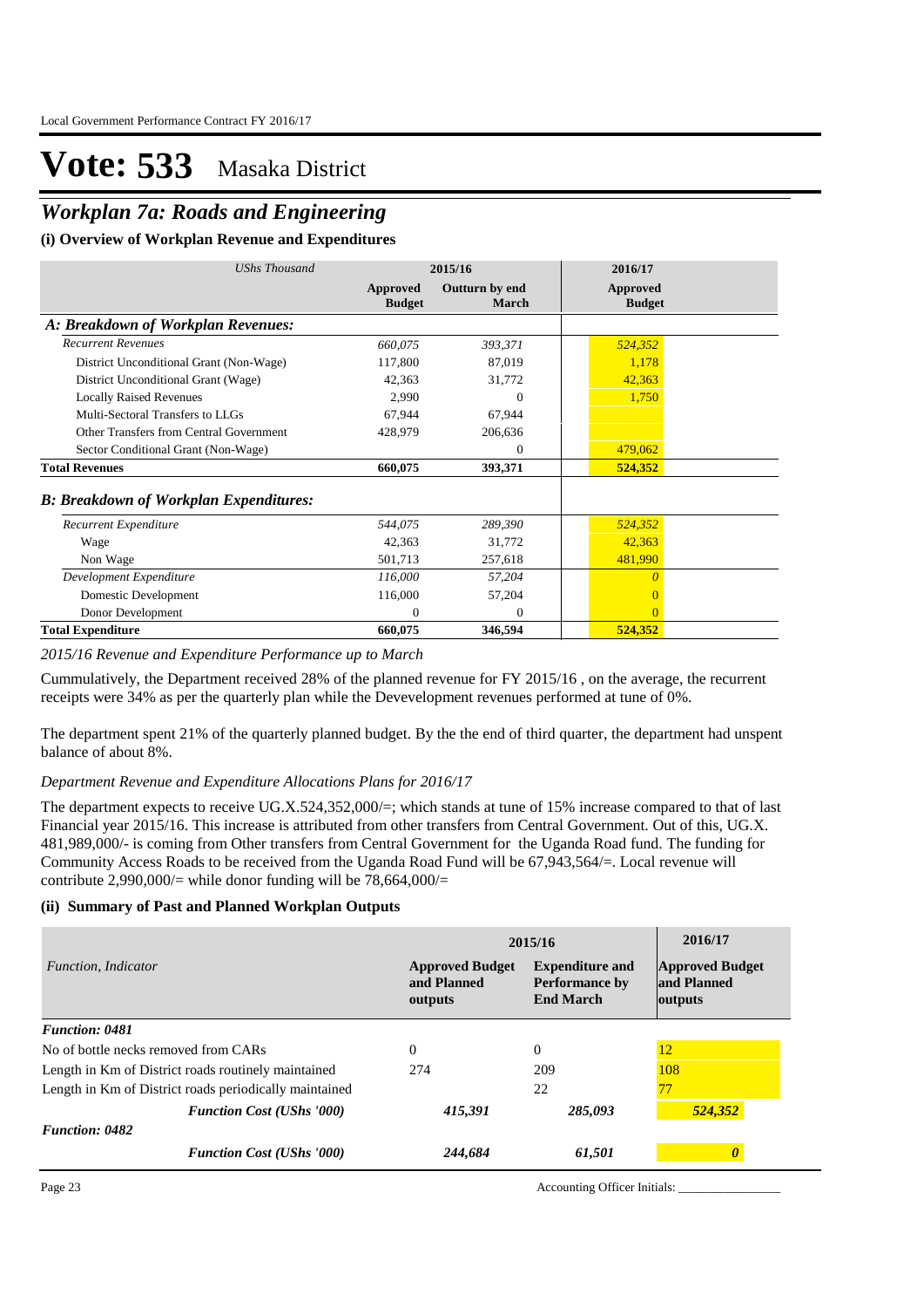# Vote: 533 Masaka District

## *Workplan 7a: Roads and Engineering*

### (i) Overview of Workplan Revenue and Expenditures

| *UShs Thousand* | 2015/16 | | 2016/17 |
|---|---|---|---|
| | **Approved Budget** | **Outturn by end March** | **Approved Budget** |
| ***A: Breakdown of Workplan Revenues:*** | | | |
| *Recurrent Revenues* | *660,075* | *393,371* | *524,352* |
| District Unconditional Grant (Non-Wage) | 117,800 | 87,019 | 1,178 |
| District Unconditional Grant (Wage) | 42,363 | 31,772 | 42,363 |
| Locally Raised Revenues | 2,990 | 0 | 1,750 |
| Multi-Sectoral Transfers to LLGs | 67,944 | 67,944 | |
| Other Transfers from Central Government | 428,979 | 206,636 | |
| Sector Conditional Grant (Non-Wage) | | 0 | 479,062 |
| **Total Revenues** | **660,075** | **393,371** | **524,352** |
| ***B: Breakdown of Workplan Expenditures:*** | | | |
| *Recurrent Expenditure* | *544,075* | *289,390* | *524,352* |
| Wage | 42,363 | 31,772 | 42,363 |
| Non Wage | 501,713 | 257,618 | 481,990 |
| *Development Expenditure* | *116,000* | *57,204* | *0* |
| Domestic Development | 116,000 | 57,204 | 0 |
| Donor Development | 0 | 0 | 0 |
| **Total Expenditure** | **660,075** | **346,594** | **524,352** |

*2015/16 Revenue and Expenditure Performance up to March*

Cummulatively, the Department received 28% of the planned revenue for FY 2015/16 , on the average, the recurrent receipts were 34% as per the quarterly plan while the Devevelopment revenues performed at tune of 0%.

The department spent 21% of the quarterly planned budget. By the the end of third quarter, the department had unspent balance of about 8%.

*Department Revenue and Expenditure Allocations Plans for 2016/17*

The department expects to receive UG.X.524,352,000/=; which stands at tune of 15% increase compared to that of last Financial year 2015/16. This increase is attributed from other transfers from Central Government. Out of this, UG.X. 481,989,000/- is coming from Other transfers from Central Government for the Uganda Road fund. The funding for Community Access Roads to be received from the Uganda Road Fund will be 67,943,564/=. Local revenue will contribute 2,990,000/= while donor funding will be 78,664,000/=

### (ii) Summary of Past and Planned Workplan Outputs

| *Function, Indicator* | 2015/16 | | 2016/17 |
|---|---|---|---|
| | **Approved Budget and Planned outputs** | **Expenditure and Performance by End March** | **Approved Budget and Planned outputs** |
| ***Function: 0481*** | | | |
| No of bottle necks removed from CARs | 0 | 0 | 12 |
| Length in Km of District roads routinely maintained | 274 | 209 | 108 |
| Length in Km of District roads periodically maintained | | 22 | 77 |
| ***Function Cost (UShs '000)*** | ***415,391*** | ***285,093*** | ***524,352*** |
| ***Function: 0482*** | | | |
| ***Function Cost (UShs '000)*** | ***244,684*** | ***61,501*** | ***0*** |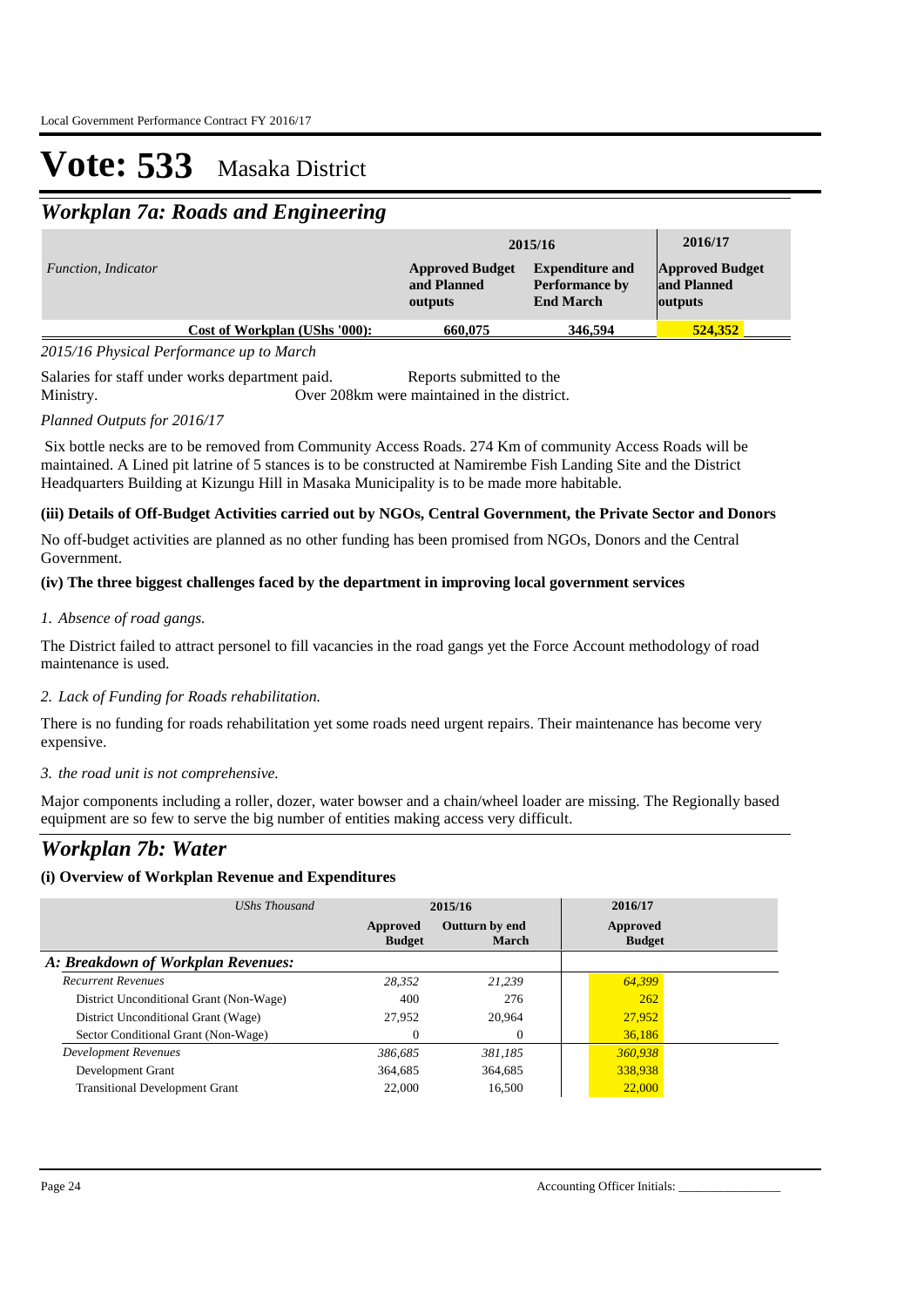# Vote: 533 Masaka District

## *Workplan 7a: Roads and Engineering*

| *Function, Indicator* | 2015/16 Approved Budget and Planned outputs | 2015/16 Expenditure and Performance by End March | 2016/17 Approved Budget and Planned outputs |
|---|---|---|---|
| **Cost of Workplan (UShs '000):** | **660,075** | **346,594** | **524,352** |

*2015/16 Physical Performance up to March*

Salaries for staff under works department paid. Reports submitted to the Ministry. Over 208km were maintained in the district.

*Planned Outputs for 2016/17*

Six bottle necks are to be removed from Community Access Roads. 274 Km of community Access Roads will be maintained. A Lined pit latrine of 5 stances is to be constructed at Namirembe Fish Landing Site and the District Headquarters Building at Kizungu Hill in Masaka Municipality is to be made more habitable.

**(iii) Details of Off-Budget Activities carried out by NGOs, Central Government, the Private Sector and Donors**

No off-budget activities are planned as no other funding has been promised from NGOs, Donors and the Central Government.

**(iv) The three biggest challenges faced by the department in improving local government services**

*1. Absence of road gangs.*

The District failed to attract personel to fill vacancies in the road gangs yet the Force Account methodology of road maintenance is used.

*2. Lack of Funding for Roads rehabilitation.*

There is no funding for roads rehabilitation yet some roads need urgent repairs. Their maintenance has become very expensive.

*3. the road unit is not comprehensive.*

Major components including a roller, dozer, water bowser and a chain/wheel loader are missing. The Regionally based equipment are so few to serve the big number of entities making access very difficult.

## *Workplan 7b: Water*

**(i) Overview of Workplan Revenue and Expenditures**

| *UShs Thousand* | 2015/16 Approved Budget | 2015/16 Outturn by end March | 2016/17 Approved Budget |
|---|---|---|---|
| ***A: Breakdown of Workplan Revenues:*** | | | |
| *Recurrent Revenues* | *28,352* | *21,239* | *64,399* |
| District Unconditional Grant (Non-Wage) | 400 | 276 | 262 |
| District Unconditional Grant (Wage) | 27,952 | 20,964 | 27,952 |
| Sector Conditional Grant (Non-Wage) | 0 | 0 | 36,186 |
| *Development Revenues* | *386,685* | *381,185* | *360,938* |
| Development Grant | 364,685 | 364,685 | 338,938 |
| Transitional Development Grant | 22,000 | 16,500 | 22,000 |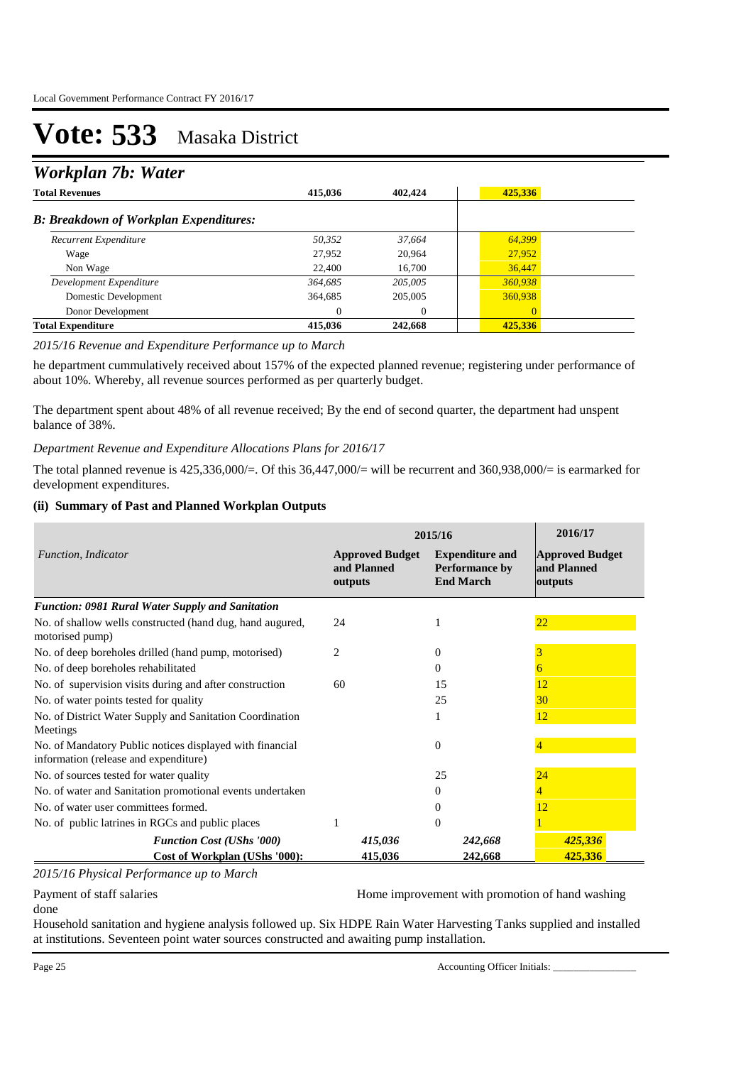# Vote: 533 Masaka District

## Workplan 7b: Water

| | | | |
|---|---|---|---|
| **Total Revenues** | **415,036** | **402,424** | **425,336** |
| ***B: Breakdown of Workplan Expenditures:*** | | | |
| *Recurrent Expenditure* | *50,352* | *37,664* | *64,399* |
| Wage | 27,952 | 20,964 | 27,952 |
| Non Wage | 22,400 | 16,700 | 36,447 |
| *Development Expenditure* | *364,685* | *205,005* | *360,938* |
| Domestic Development | 364,685 | 205,005 | 360,938 |
| Donor Development | 0 | 0 | 0 |
| **Total Expenditure** | **415,036** | **242,668** | **425,336** |

*2015/16 Revenue and Expenditure Performance up to March*

he department cummulatively received about 157% of the expected planned revenue; registering under performance of about 10%. Whereby, all revenue sources performed as per quarterly budget.

The department spent about 48% of all revenue received; By the end of second quarter, the department had unspent balance of 38%.

*Department Revenue and Expenditure Allocations Plans for 2016/17*

The total planned revenue is 425,336,000/=. Of this 36,447,000/= will be recurrent and 360,938,000/= is earmarked for development expenditures.

### (ii) Summary of Past and Planned Workplan Outputs

| *Function, Indicator* | 2015/16 | | 2016/17 |
|---|---|---|---|
| | **Approved Budget and Planned outputs** | **Expenditure and Performance by End March** | **Approved Budget and Planned outputs** |
| ***Function: 0981 Rural Water Supply and Sanitation*** | | | |
| No. of shallow wells constructed (hand dug, hand augured, motorised pump) | 24 | 1 | 22 |
| No. of deep boreholes drilled (hand pump, motorised) | 2 | 0 | 3 |
| No. of deep boreholes rehabilitated | | 0 | 6 |
| No. of supervision visits during and after construction | 60 | 15 | 12 |
| No. of water points tested for quality | | 25 | 30 |
| No. of District Water Supply and Sanitation Coordination Meetings | | 1 | 12 |
| No. of Mandatory Public notices displayed with financial information (release and expenditure) | | 0 | 4 |
| No. of sources tested for water quality | | 25 | 24 |
| No. of water and Sanitation promotional events undertaken | | 0 | 4 |
| No. of water user committees formed. | | 0 | 12 |
| No. of public latrines in RGCs and public places | 1 | 0 | 1 |
| ***Function Cost (UShs '000)*** | *415,036* | *242,668* | *425,336* |
| **Cost of Workplan (UShs '000):** | **415,036** | **242,668** | **425,336** |

*2015/16 Physical Performance up to March*

Payment of staff salaries Home improvement with promotion of hand washing done

Household sanitation and hygiene analysis followed up. Six HDPE Rain Water Harvesting Tanks supplied and installed at institutions. Seventeen point water sources constructed and awaiting pump installation.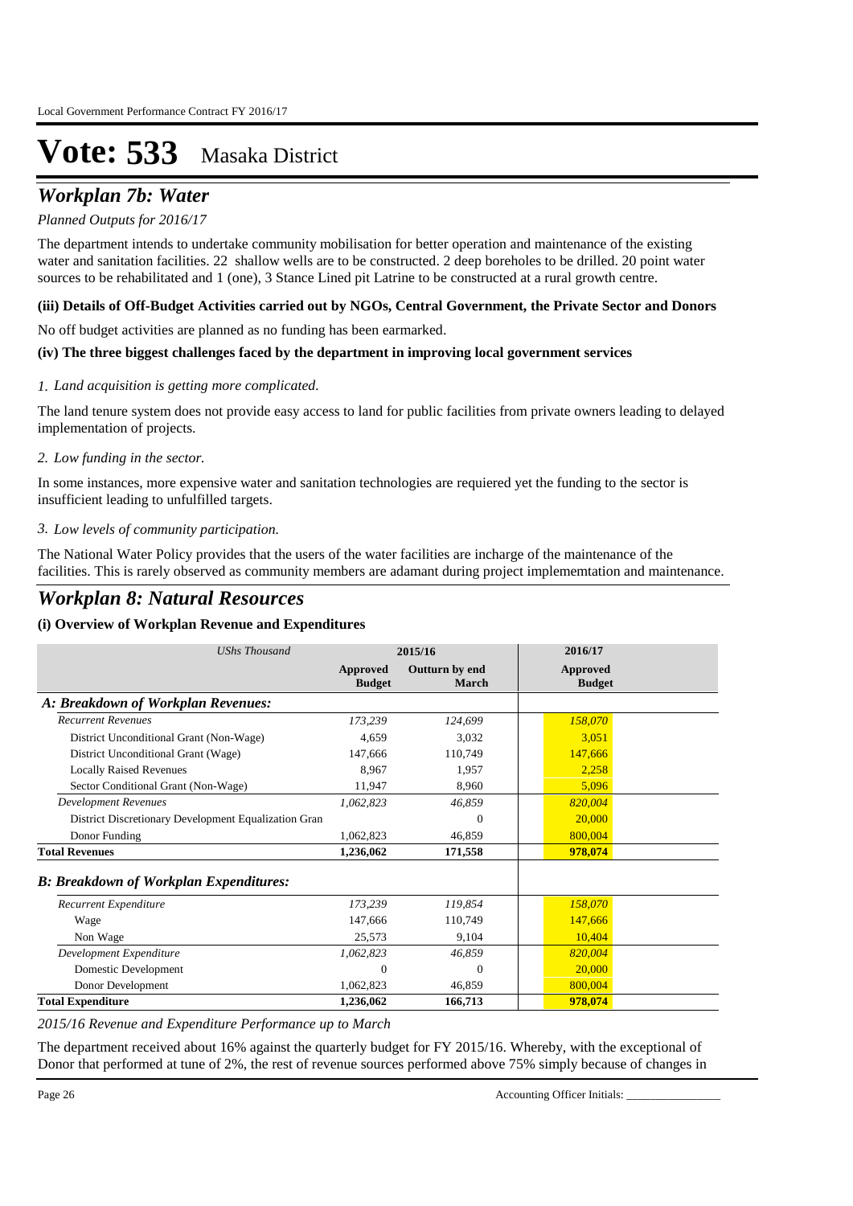# Vote: 533 Masaka District

## *Workplan 7b: Water*

*Planned Outputs for 2016/17*

The department intends to undertake community mobilisation for better operation and maintenance of the existing water and sanitation facilities. 22 shallow wells are to be constructed. 2 deep boreholes to be drilled. 20 point water sources to be rehabilitated and 1 (one), 3 Stance Lined pit Latrine to be constructed at a rural growth centre.

**(iii) Details of Off-Budget Activities carried out by NGOs, Central Government, the Private Sector and Donors**

No off budget activities are planned as no funding has been earmarked.

**(iv) The three biggest challenges faced by the department in improving local government services**

*1. Land acquisition is getting more complicated.*

The land tenure system does not provide easy access to land for public facilities from private owners leading to delayed implementation of projects.

*2. Low funding in the sector.*

In some instances, more expensive water and sanitation technologies are requiered yet the funding to the sector is insufficient leading to unfulfilled targets.

*3. Low levels of community participation.*

The National Water Policy provides that the users of the water facilities are incharge of the maintenance of the facilities. This is rarely observed as community members are adamant during project implememtation and maintenance.

## *Workplan 8: Natural Resources*

**(i) Overview of Workplan Revenue and Expenditures**

| *UShs Thousand* | 2015/16 | | 2016/17 |
|---|---|---|---|
| | **Approved Budget** | **Outturn by end March** | **Approved Budget** |
| ***A: Breakdown of Workplan Revenues:*** | | | |
| *Recurrent Revenues* | *173,239* | *124,699* | *158,070* |
| District Unconditional Grant (Non-Wage) | 4,659 | 3,032 | 3,051 |
| District Unconditional Grant (Wage) | 147,666 | 110,749 | 147,666 |
| Locally Raised Revenues | 8,967 | 1,957 | 2,258 |
| Sector Conditional Grant (Non-Wage) | 11,947 | 8,960 | 5,096 |
| *Development Revenues* | *1,062,823* | *46,859* | *820,004* |
| District Discretionary Development Equalization Gran | | 0 | 20,000 |
| Donor Funding | 1,062,823 | 46,859 | 800,004 |
| **Total Revenues** | **1,236,062** | **171,558** | **978,074** |
| ***B: Breakdown of Workplan Expenditures:*** | | | |
| *Recurrent Expenditure* | *173,239* | *119,854* | *158,070* |
| Wage | 147,666 | 110,749 | 147,666 |
| Non Wage | 25,573 | 9,104 | 10,404 |
| *Development Expenditure* | *1,062,823* | *46,859* | *820,004* |
| Domestic Development | 0 | 0 | 20,000 |
| Donor Development | 1,062,823 | 46,859 | 800,004 |
| **Total Expenditure** | **1,236,062** | **166,713** | **978,074** |

*2015/16 Revenue and Expenditure Performance up to March*

The department received about 16% against the quarterly budget for FY 2015/16. Whereby, with the exceptional of Donor that performed at tune of 2%, the rest of revenue sources performed above 75% simply because of changes in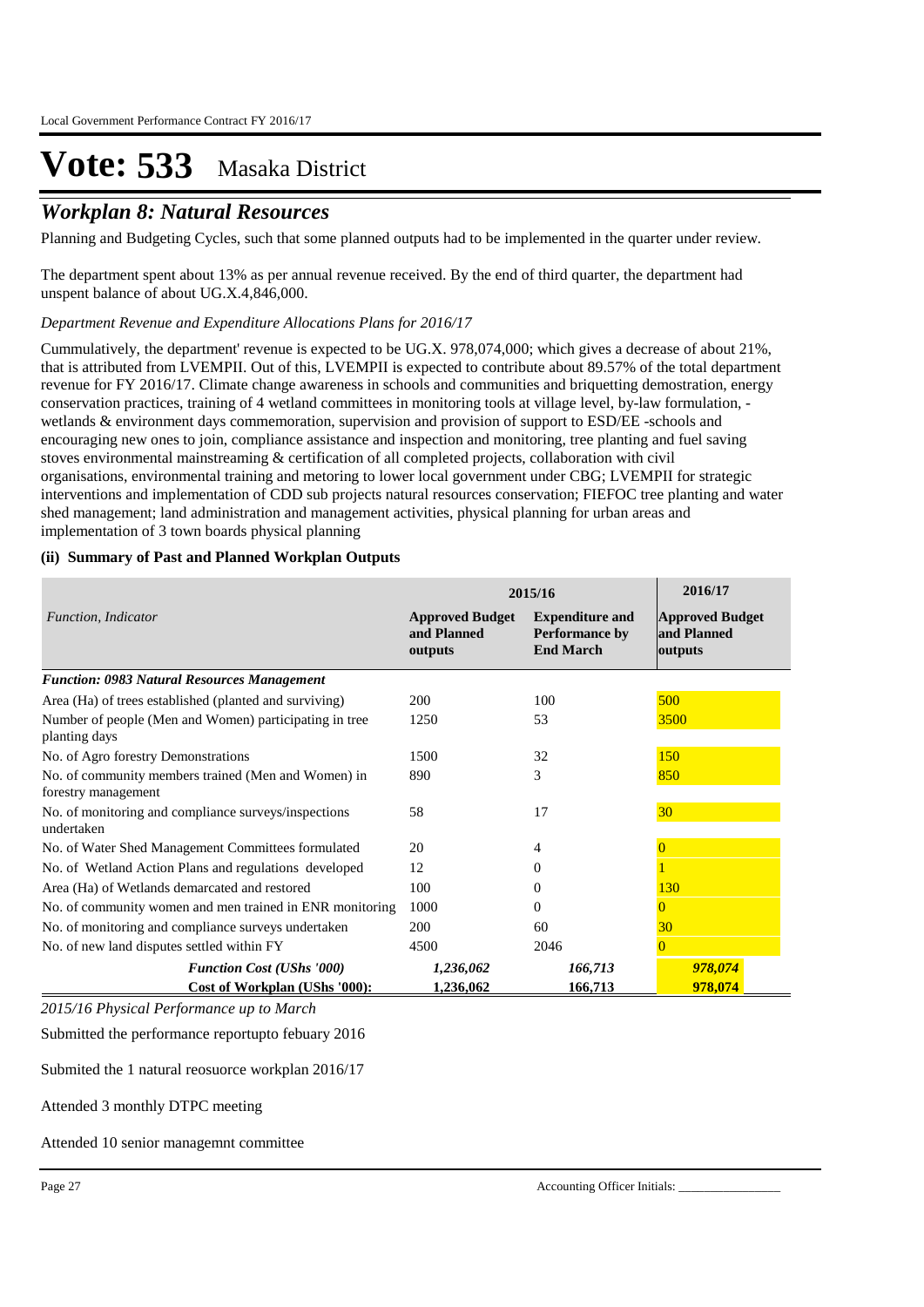# Vote: 533 Masaka District

## *Workplan 8: Natural Resources*

Planning and Budgeting Cycles, such that some planned outputs had to be implemented in the quarter under review.

The department spent about 13% as per annual revenue received. By the end of third quarter, the department had unspent balance of about UG.X.4,846,000.

*Department Revenue and Expenditure Allocations Plans for 2016/17*

Cummulatively, the department' revenue is expected to be UG.X. 978,074,000; which gives a decrease of about 21%, that is attributed from LVEMPII. Out of this, LVEMPII is expected to contribute about 89.57% of the total department revenue for FY 2016/17. Climate change awareness in schools and communities and briquetting demostration, energy conservation practices, training of 4 wetland committees in monitoring tools at village level, by-law formulation, -wetlands & environment days commemoration, supervision and provision of support to ESD/EE -schools and encouraging new ones to join, compliance assistance and inspection and monitoring, tree planting and fuel saving stoves environmental mainstreaming & certification of all completed projects, collaboration with civil organisations, environmental training and metoring to lower local government under CBG; LVEMPII for strategic interventions and implementation of CDD sub projects natural resources conservation; FIEFOC tree planting and water shed management; land administration and management activities, physical planning for urban areas and implementation of 3 town boards physical planning

### (ii) Summary of Past and Planned Workplan Outputs

| *Function, Indicator* | 2015/16 | | 2016/17 |
|---|---|---|---|
| | **Approved Budget and Planned outputs** | **Expenditure and Performance by End March** | **Approved Budget and Planned outputs** |
| ***Function: 0983 Natural Resources Management*** | | | |
| Area (Ha) of trees established (planted and surviving) | 200 | 100 | 500 |
| Number of people (Men and Women) participating in tree planting days | 1250 | 53 | 3500 |
| No. of Agro forestry Demonstrations | 1500 | 32 | 150 |
| No. of community members trained (Men and Women) in forestry management | 890 | 3 | 850 |
| No. of monitoring and compliance surveys/inspections undertaken | 58 | 17 | 30 |
| No. of Water Shed Management Committees formulated | 20 | 4 | 0 |
| No. of Wetland Action Plans and regulations developed | 12 | 0 | 1 |
| Area (Ha) of Wetlands demarcated and restored | 100 | 0 | 130 |
| No. of community women and men trained in ENR monitoring | 1000 | 0 | 0 |
| No. of monitoring and compliance surveys undertaken | 200 | 60 | 30 |
| No. of new land disputes settled within FY | 4500 | 2046 | 0 |
| ***Function Cost (UShs '000)*** | ***1,236,062*** | ***166,713*** | ***978,074*** |
| **Cost of Workplan (UShs '000):** | **1,236,062** | **166,713** | **978,074** |

*2015/16 Physical Performance up to March*

Submitted the performance reportupto febuary 2016

Submited the 1 natural reosuorce workplan 2016/17

Attended 3 monthly DTPC meeting

Attended 10 senior managemnt committee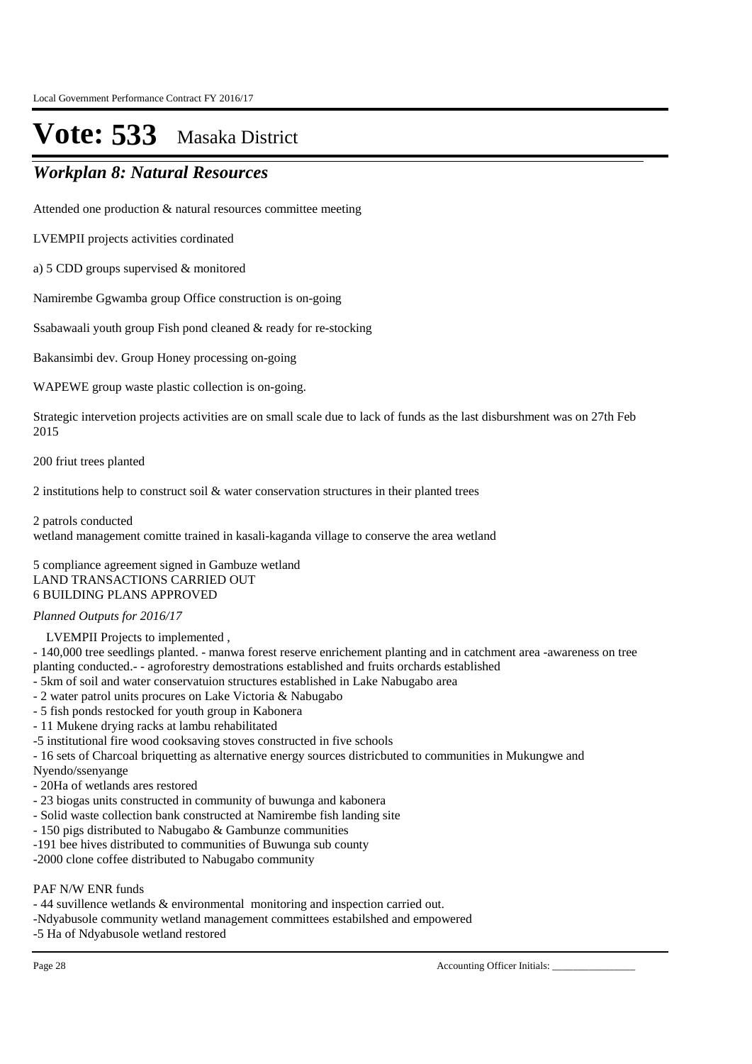# Vote: 533 Masaka District

## *Workplan 8: Natural Resources*

Attended one production & natural resources committee meeting

LVEMPII projects activities cordinated

a) 5 CDD groups supervised & monitored

Namirembe Ggwamba group Office construction is on-going

Ssabawaali youth group Fish pond cleaned & ready for re-stocking

Bakansimbi dev. Group Honey processing on-going

WAPEWE group waste plastic collection is on-going.

Strategic intervetion projects activities are on small scale due to lack of funds as the last disburshment was on 27th Feb 2015

200 friut trees planted

2 institutions help to construct soil & water conservation structures in their planted trees

2 patrols conducted
wetland management comitte trained in kasali-kaganda village to conserve the area wetland

5 compliance agreement signed in Gambuze wetland
LAND TRANSACTIONS CARRIED OUT
6 BUILDING PLANS APPROVED

*Planned Outputs for 2016/17*

LVEMPII Projects to implemented ,

- 140,000 tree seedlings planted. - manwa forest reserve enrichement planting and in catchment area -awareness on tree planting conducted.- - agroforestry demostrations established and fruits orchards established
- 5km of soil and water conservatuion structures established in Lake Nabugabo area
- 2 water patrol units procures on Lake Victoria & Nabugabo
- 5 fish ponds restocked for youth group in Kabonera
- 11 Mukene drying racks at lambu rehabilitated
- 5 institutional fire wood cooksaving stoves constructed in five schools
- 16 sets of Charcoal briquetting as alternative energy sources districbuted to communities in Mukungwe and Nyendo/ssenyange
- 20Ha of wetlands ares restored
- 23 biogas units constructed in community of buwunga and kabonera
- Solid waste collection bank constructed at Namirembe fish landing site
- 150 pigs distributed to Nabugabo & Gambunze communities
- 191 bee hives distributed to communities of Buwunga sub county
- 2000 clone coffee distributed to Nabugabo community

PAF N/W ENR funds

- 44 suvillence wetlands & environmental monitoring and inspection carried out.
- Ndyabusole community wetland management committees estabilshed and empowered
- 5 Ha of Ndyabusole wetland restored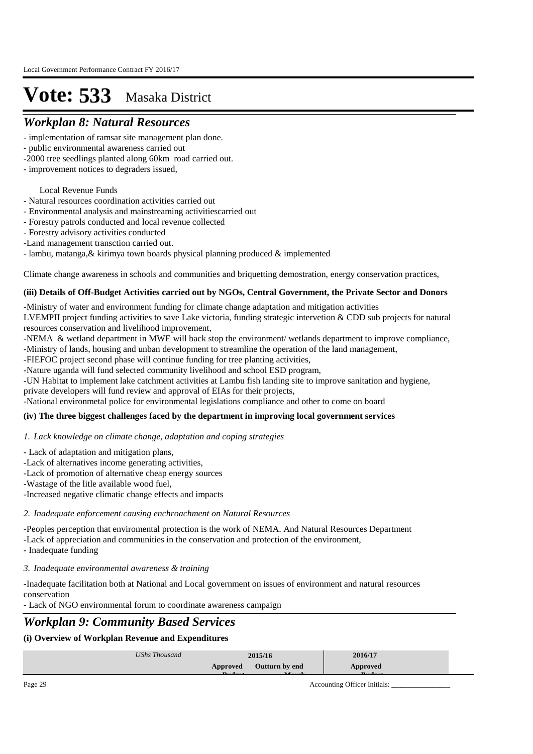# Vote: 533 Masaka District

## *Workplan 8: Natural Resources*

- implementation of ramsar site management plan done.
- public environmental awareness carried out
-2000 tree seedlings planted along 60km road carried out.
- improvement notices to degraders issued,

Local Revenue Funds

- Natural resources coordination activities carried out
- Environmental analysis and mainstreaming activitiescarried out
- Forestry patrols conducted and local revenue collected
- Forestry advisory activities conducted
-Land management transction carried out.
- lambu, matanga,& kirimya town boards physical planning produced & implemented

Climate change awareness in schools and communities and briquetting demostration, energy conservation practices,

**(iii) Details of Off-Budget Activities carried out by NGOs, Central Government, the Private Sector and Donors**

-Ministry of water and environment funding for climate change adaptation and mitigation activities
LVEMPII project funding activities to save Lake victoria, funding strategic intervetion & CDD sub projects for natural resources conservation and livelihood improvement,
-NEMA & wetland department in MWE will back stop the environment/ wetlands department to improve compliance,
-Ministry of lands, housing and unban development to streamline the operation of the land management,
-FIEFOC project second phase will continue funding for tree planting activities,
-Nature uganda will fund selected community livelihood and school ESD program,
-UN Habitat to implement lake catchment activities at Lambu fish landing site to improve sanitation and hygiene,
private developers will fund review and approval of EIAs for their projects,
-National environmetal police for environmental legislations compliance and other to come on board

**(iv) The three biggest challenges faced by the department in improving local government services**

*1. Lack knowledge on climate change, adaptation and coping strategies*

- Lack of adaptation and mitigation plans,
-Lack of alternatives income generating activities,
-Lack of promotion of alternative cheap energy sources
-Wastage of the litle available wood fuel,
-Increased negative climatic change effects and impacts

*2. Inadequate enforcement causing enchroachment on Natural Resources*

-Peoples perception that enviromental protection is the work of NEMA. And Natural Resources Department
-Lack of appreciation and communities in the conservation and protection of the environment,
- Inadequate funding

*3. Inadequate environmental awareness & training*

-Inadequate facilitation both at National and Local government on issues of environment and natural resources conservation
- Lack of NGO environmental forum to coordinate awareness campaign

## *Workplan 9: Community Based Services*

**(i) Overview of Workplan Revenue and Expenditures**

| *UShs Thousand* | 2015/16 | | 2016/17 |
|---|---|---|---|
| | Approved Budget | Outturn by end March | Approved Budget |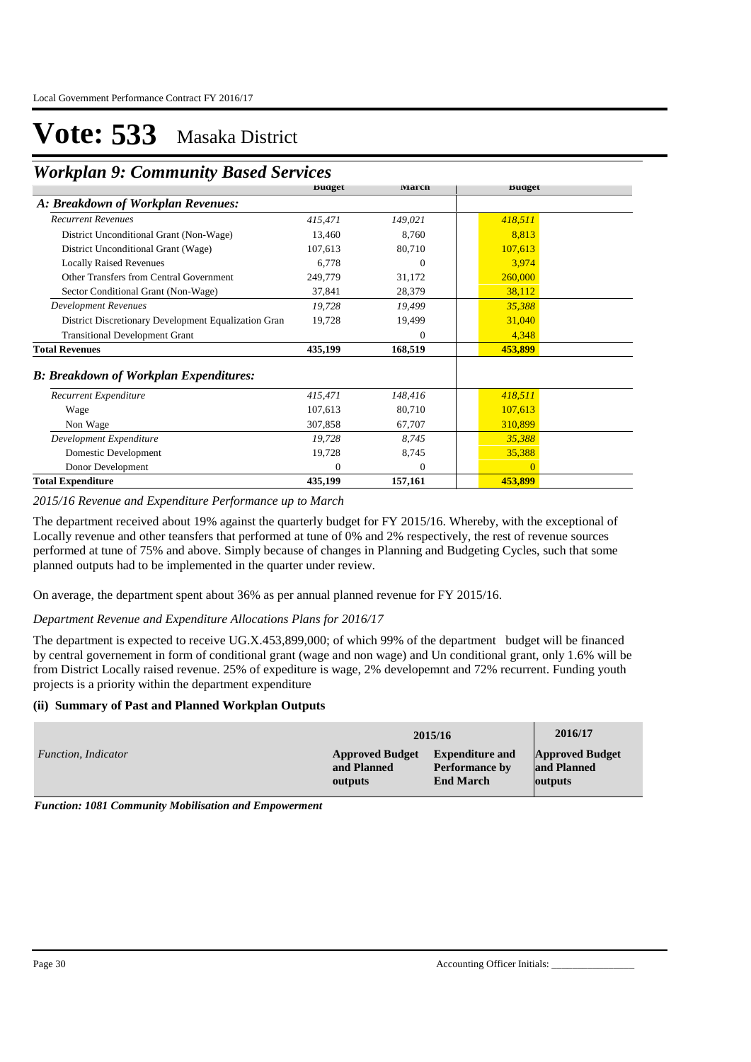# Vote: 533 Masaka District

## Workplan 9: Community Based Services

| | Budget | March | Budget |
|---|---|---|---|
| ***A: Breakdown of Workplan Revenues:*** | | | |
| *Recurrent Revenues* | *415,471* | *149,021* | *418,511* |
| District Unconditional Grant (Non-Wage) | 13,460 | 8,760 | 8,813 |
| District Unconditional Grant (Wage) | 107,613 | 80,710 | 107,613 |
| Locally Raised Revenues | 6,778 | 0 | 3,974 |
| Other Transfers from Central Government | 249,779 | 31,172 | 260,000 |
| Sector Conditional Grant (Non-Wage) | 37,841 | 28,379 | 38,112 |
| *Development Revenues* | *19,728* | *19,499* | *35,388* |
| District Discretionary Development Equalization Gran | 19,728 | 19,499 | 31,040 |
| Transitional Development Grant | | 0 | 4,348 |
| **Total Revenues** | **435,199** | **168,519** | **453,899** |
| ***B: Breakdown of Workplan Expenditures:*** | | | |
| *Recurrent Expenditure* | *415,471* | *148,416* | *418,511* |
| Wage | 107,613 | 80,710 | 107,613 |
| Non Wage | 307,858 | 67,707 | 310,899 |
| *Development Expenditure* | *19,728* | *8,745* | *35,388* |
| Domestic Development | 19,728 | 8,745 | 35,388 |
| Donor Development | 0 | 0 | 0 |
| **Total Expenditure** | **435,199** | **157,161** | **453,899** |

*2015/16 Revenue and Expenditure Performance up to March*

The department received about 19% against the quarterly budget for FY 2015/16. Whereby, with the exceptional of Locally revenue and other teansfers that performed at tune of 0% and 2% respectively, the rest of revenue sources performed at tune of 75% and above. Simply because of changes in Planning and Budgeting Cycles, such that some planned outputs had to be implemented in the quarter under review.

On average, the department spent about 36% as per annual planned revenue for FY 2015/16.

*Department Revenue and Expenditure Allocations Plans for 2016/17*

The department is expected to receive UG.X.453,899,000; of which 99% of the department budget will be financed by central governement in form of conditional grant (wage and non wage) and Un conditional grant, only 1.6% will be from District Locally raised revenue. 25% of expediture is wage, 2% developemnt and 72% recurrent. Funding youth projects is a priority within the department expenditure

### (ii) Summary of Past and Planned Workplan Outputs

| | 2015/16 | | 2016/17 |
|---|---|---|---|
| *Function, Indicator* | **Approved Budget and Planned outputs** | **Expenditure and Performance by End March** | **Approved Budget and Planned outputs** |

***Function: 1081 Community Mobilisation and Empowerment***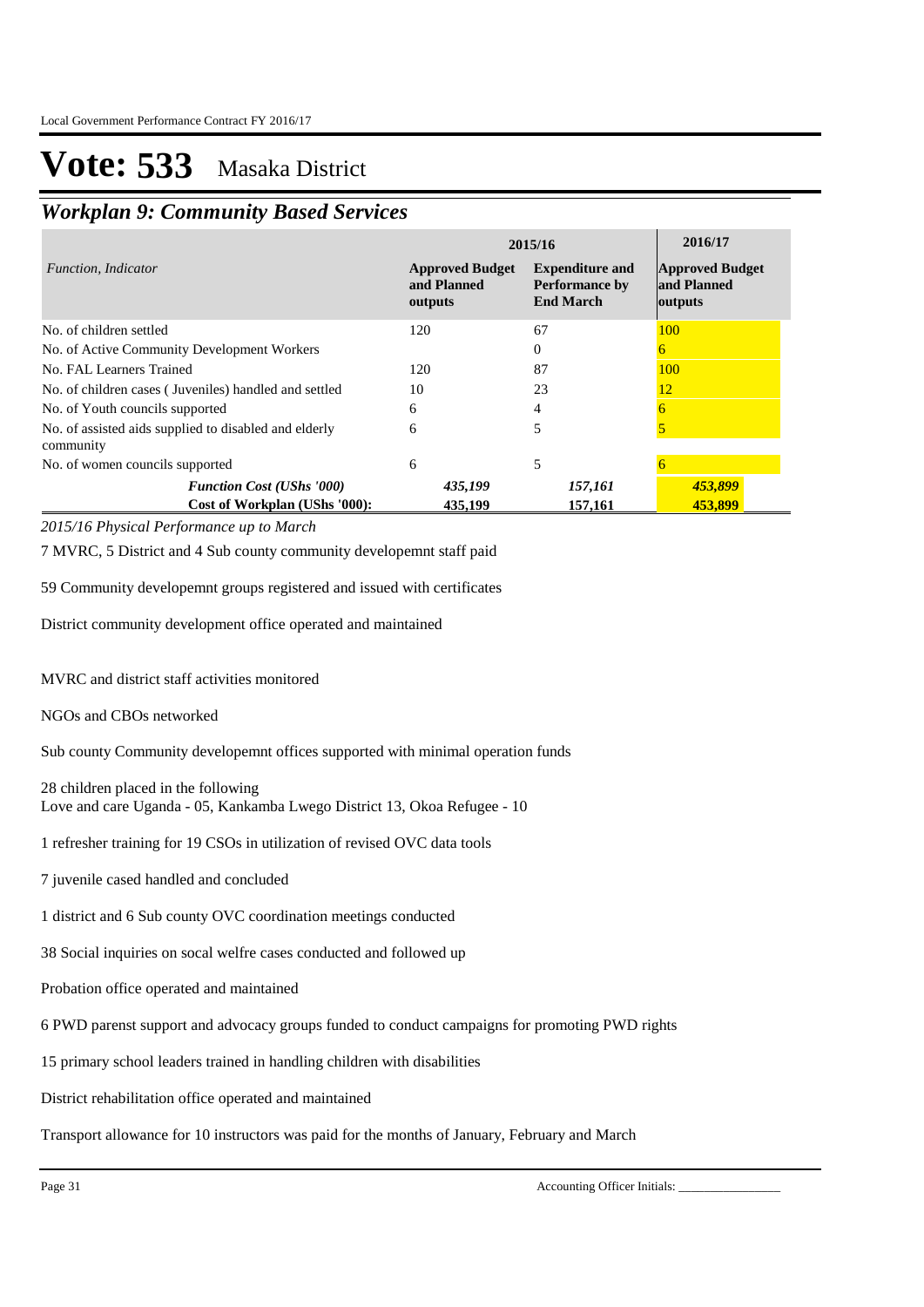# Vote: 533 Masaka District

## *Workplan 9: Community Based Services*

| *Function, Indicator* | 2015/16 Approved Budget and Planned outputs | 2015/16 Expenditure and Performance by End March | 2016/17 Approved Budget and Planned outputs |
|---|---|---|---|
| No. of children settled | 120 | 67 | 100 |
| No. of Active Community Development Workers | | 0 | 6 |
| No. FAL Learners Trained | 120 | 87 | 100 |
| No. of children cases ( Juveniles) handled and settled | 10 | 23 | 12 |
| No. of Youth councils supported | 6 | 4 | 6 |
| No. of assisted aids supplied to disabled and elderly community | 6 | 5 | 5 |
| No. of women councils supported | 6 | 5 | 6 |
| ***Function Cost (UShs '000)*** | ***435,199*** | ***157,161*** | ***453,899*** |
| **Cost of Workplan (UShs '000):** | **435,199** | **157,161** | **453,899** |

*2015/16 Physical Performance up to March*

7 MVRC, 5 District and 4 Sub county community developemnt staff paid

59 Community developemnt groups registered and issued with certificates

District community development office operated and maintained

MVRC and district staff activities monitored

NGOs and CBOs networked

Sub county Community developemnt offices supported with minimal operation funds

28 children placed in the following
Love and care Uganda - 05, Kankamba Lwego District 13, Okoa Refugee - 10

1 refresher training for 19 CSOs in utilization of revised OVC data tools

7 juvenile cased handled and concluded

1 district and 6 Sub county OVC coordination meetings conducted

38 Social inquiries on socal welfre cases conducted and followed up

Probation office operated and maintained

6 PWD parenst support and advocacy groups funded to conduct campaigns for promoting PWD rights

15 primary school leaders trained in handling children with disabilities

District rehabilitation office operated and maintained

Transport allowance for 10 instructors was paid for the months of January, February and March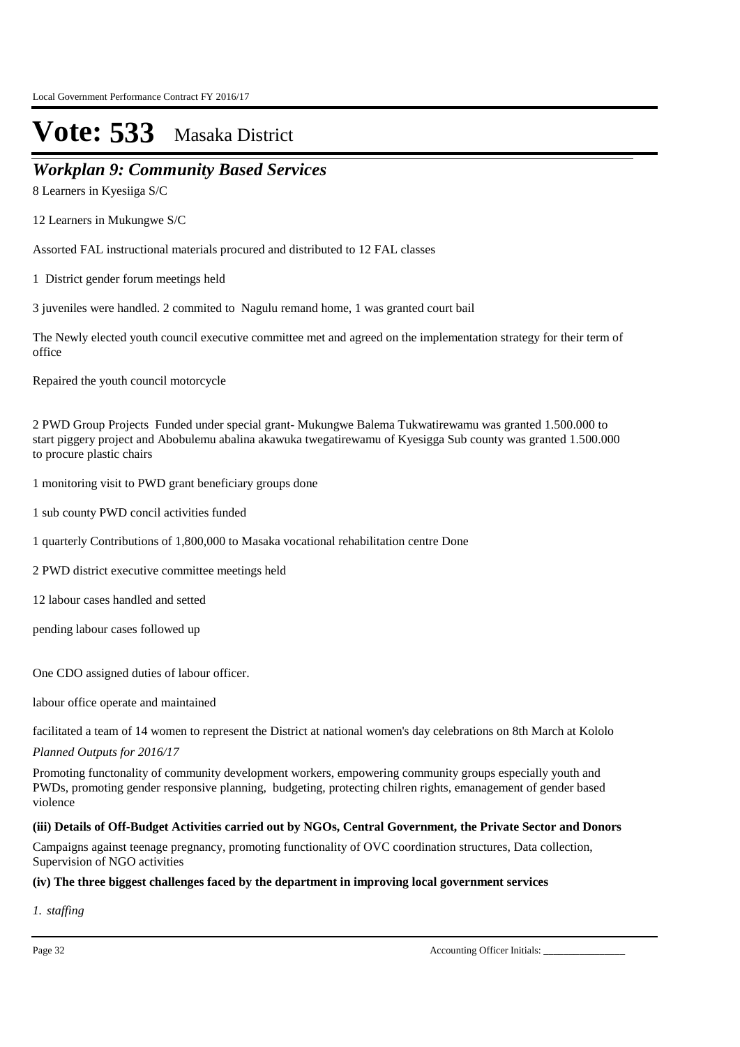# Vote: 533 Masaka District

## *Workplan 9: Community Based Services*

8 Learners in Kyesiiga S/C

12 Learners in Mukungwe S/C

Assorted FAL instructional materials procured and distributed to 12 FAL classes

1 District gender forum meetings held

3 juveniles were handled. 2 commited to Nagulu remand home, 1 was granted court bail

The Newly elected youth council executive committee met and agreed on the implementation strategy for their term of office

Repaired the youth council motorcycle

2 PWD Group Projects Funded under special grant- Mukungwe Balema Tukwatirewamu was granted 1.500.000 to start piggery project and Abobulemu abalina akawuka twegatirewamu of Kyesigga Sub county was granted 1.500.000 to procure plastic chairs

1 monitoring visit to PWD grant beneficiary groups done

1 sub county PWD concil activities funded

1 quarterly Contributions of 1,800,000 to Masaka vocational rehabilitation centre Done

2 PWD district executive committee meetings held

12 labour cases handled and setted

pending labour cases followed up

One CDO assigned duties of labour officer.

labour office operate and maintained

facilitated a team of 14 women to represent the District at national women's day celebrations on 8th March at Kololo

*Planned Outputs for 2016/17*

Promoting functonality of community development workers, empowering community groups especially youth and PWDs, promoting gender responsive planning, budgeting, protecting chilren rights, emanagement of gender based violence

**(iii) Details of Off-Budget Activities carried out by NGOs, Central Government, the Private Sector and Donors**

Campaigns against teenage pregnancy, promoting functionality of OVC coordination structures, Data collection, Supervision of NGO activities

**(iv) The three biggest challenges faced by the department in improving local government services**

*1. staffing*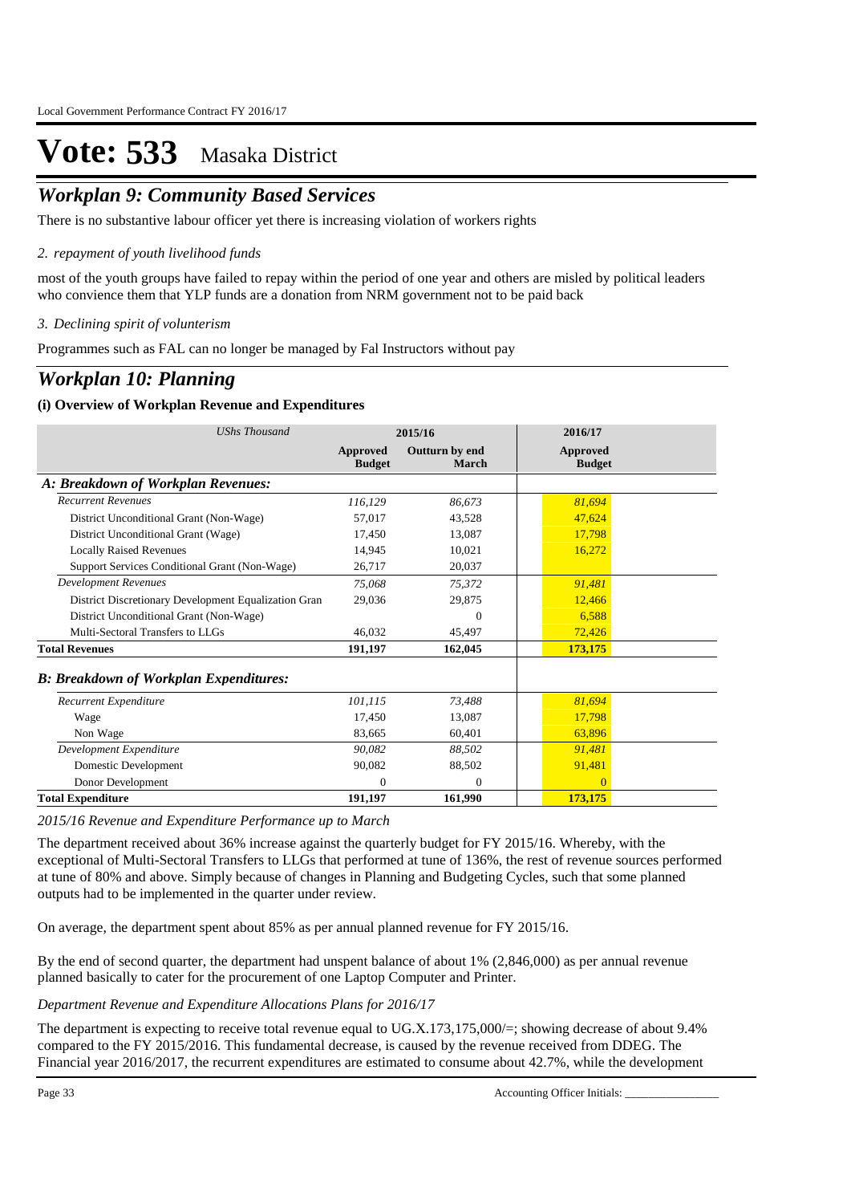# Vote: 533 Masaka District

## *Workplan 9: Community Based Services*

There is no substantive labour officer yet there is increasing violation of workers rights

*2. repayment of youth livelihood funds*

most of the youth groups have failed to repay within the period of one year and others are misled by political leaders who convience them that YLP funds are a donation from NRM government not to be paid back

*3. Declining spirit of volunterism*

Programmes such as FAL can no longer be managed by Fal Instructors without pay

## *Workplan 10: Planning*

### (i) Overview of Workplan Revenue and Expenditures

| *UShs Thousand* | 2015/16 | | 2016/17 |
|---|---|---|---|
| | **Approved Budget** | **Outturn by end March** | **Approved Budget** |
| ***A: Breakdown of Workplan Revenues:*** | | | |
| *Recurrent Revenues* | *116,129* | *86,673* | *81,694* |
| District Unconditional Grant (Non-Wage) | 57,017 | 43,528 | 47,624 |
| District Unconditional Grant (Wage) | 17,450 | 13,087 | 17,798 |
| Locally Raised Revenues | 14,945 | 10,021 | 16,272 |
| Support Services Conditional Grant (Non-Wage) | 26,717 | 20,037 | |
| *Development Revenues* | *75,068* | *75,372* | *91,481* |
| District Discretionary Development Equalization Gran | 29,036 | 29,875 | 12,466 |
| District Unconditional Grant (Non-Wage) | | 0 | 6,588 |
| Multi-Sectoral Transfers to LLGs | 46,032 | 45,497 | 72,426 |
| **Total Revenues** | **191,197** | **162,045** | **173,175** |
| ***B: Breakdown of Workplan Expenditures:*** | | | |
| *Recurrent Expenditure* | *101,115* | *73,488* | *81,694* |
| Wage | 17,450 | 13,087 | 17,798 |
| Non Wage | 83,665 | 60,401 | 63,896 |
| *Development Expenditure* | *90,082* | *88,502* | *91,481* |
| Domestic Development | 90,082 | 88,502 | 91,481 |
| Donor Development | 0 | 0 | 0 |
| **Total Expenditure** | **191,197** | **161,990** | **173,175** |

*2015/16 Revenue and Expenditure Performance up to March*

The department received about 36% increase against the quarterly budget for FY 2015/16. Whereby, with the exceptional of Multi-Sectoral Transfers to LLGs that performed at tune of 136%, the rest of revenue sources performed at tune of 80% and above. Simply because of changes in Planning and Budgeting Cycles, such that some planned outputs had to be implemented in the quarter under review.

On average, the department spent about 85% as per annual planned revenue for FY 2015/16.

By the end of second quarter, the department had unspent balance of about 1% (2,846,000) as per annual revenue planned basically to cater for the procurement of one Laptop Computer and Printer.

*Department Revenue and Expenditure Allocations Plans for 2016/17*

The department is expecting to receive total revenue equal to UG.X.173,175,000/=; showing decrease of about 9.4% compared to the FY 2015/2016. This fundamental decrease, is caused by the revenue received from DDEG. The Financial year 2016/2017, the recurrent expenditures are estimated to consume about 42.7%, while the development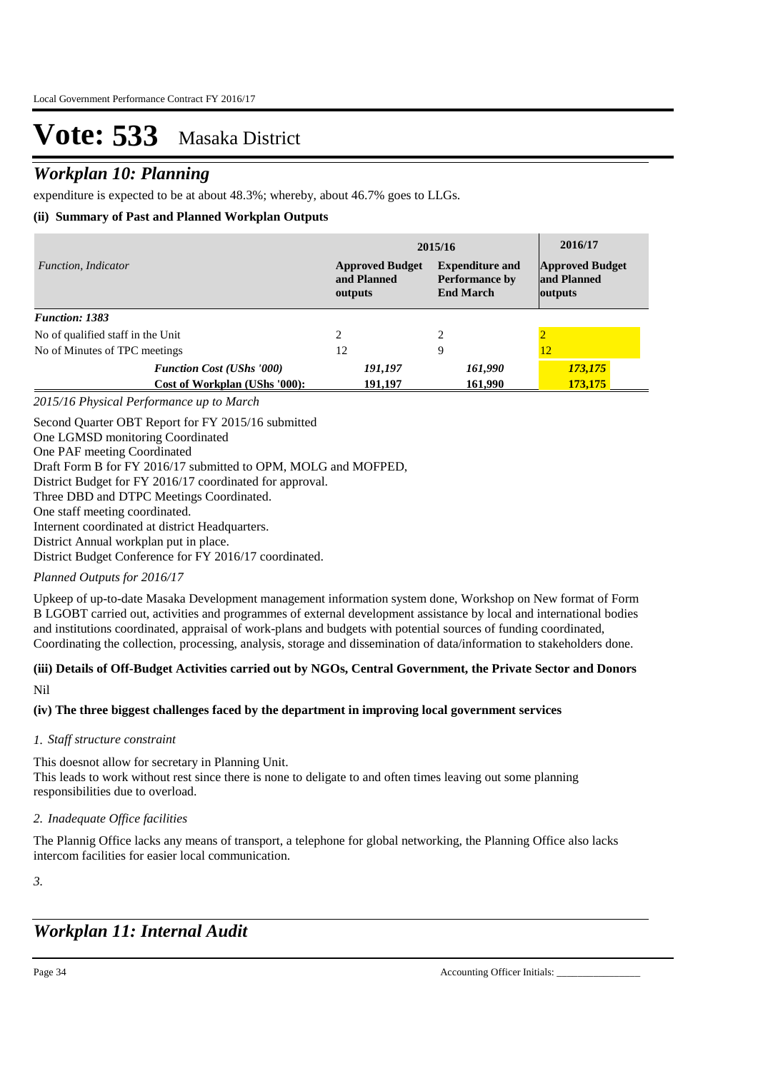# Vote: 533 Masaka District

## *Workplan 10: Planning*

expenditure is expected to be at about 48.3%; whereby, about 46.7% goes to LLGs.

### (ii) Summary of Past and Planned Workplan Outputs

| *Function, Indicator* | 2015/16 Approved Budget and Planned outputs | 2015/16 Expenditure and Performance by End March | 2016/17 Approved Budget and Planned outputs |
|---|---|---|---|
| ***Function: 1383*** | | | |
| No of qualified staff in the Unit | 2 | 2 | 2 |
| No of Minutes of TPC meetings | 12 | 9 | 12 |
| ***Function Cost (UShs '000)*** | ***191,197*** | ***161,990*** | ***173,175*** |
| **Cost of Workplan (UShs '000):** | **191,197** | **161,990** | **173,175** |

*2015/16 Physical Performance up to March*

Second Quarter OBT Report for FY 2015/16 submitted
One LGMSD monitoring Coordinated
One PAF meeting Coordinated
Draft Form B for FY 2016/17 submitted to OPM, MOLG and MOFPED,
District Budget for FY 2016/17 coordinated for approval.
Three DBD and DTPC Meetings Coordinated.
One staff meeting coordinated.
Internent coordinated at district Headquarters.
District Annual workplan put in place.
District Budget Conference for FY 2016/17 coordinated.

*Planned Outputs for 2016/17*

Upkeep of up-to-date Masaka Development management information system done, Workshop on New format of Form B LGOBT carried out, activities and programmes of external development assistance by local and international bodies and institutions coordinated, appraisal of work-plans and budgets with potential sources of funding coordinated, Coordinating the collection, processing, analysis, storage and dissemination of data/information to stakeholders done.

### (iii) Details of Off-Budget Activities carried out by NGOs, Central Government, the Private Sector and Donors

Nil

### (iv) The three biggest challenges faced by the department in improving local government services

*1. Staff structure constraint*

This doesnot allow for secretary in Planning Unit.
This leads to work without rest since there is none to deligate to and often times leaving out some planning responsibilities due to overload.

*2. Inadequate Office facilities*

The Plannig Office lacks any means of transport, a telephone for global networking, the Planning Office also lacks intercom facilities for easier local communication.

*3.*

## *Workplan 11: Internal Audit*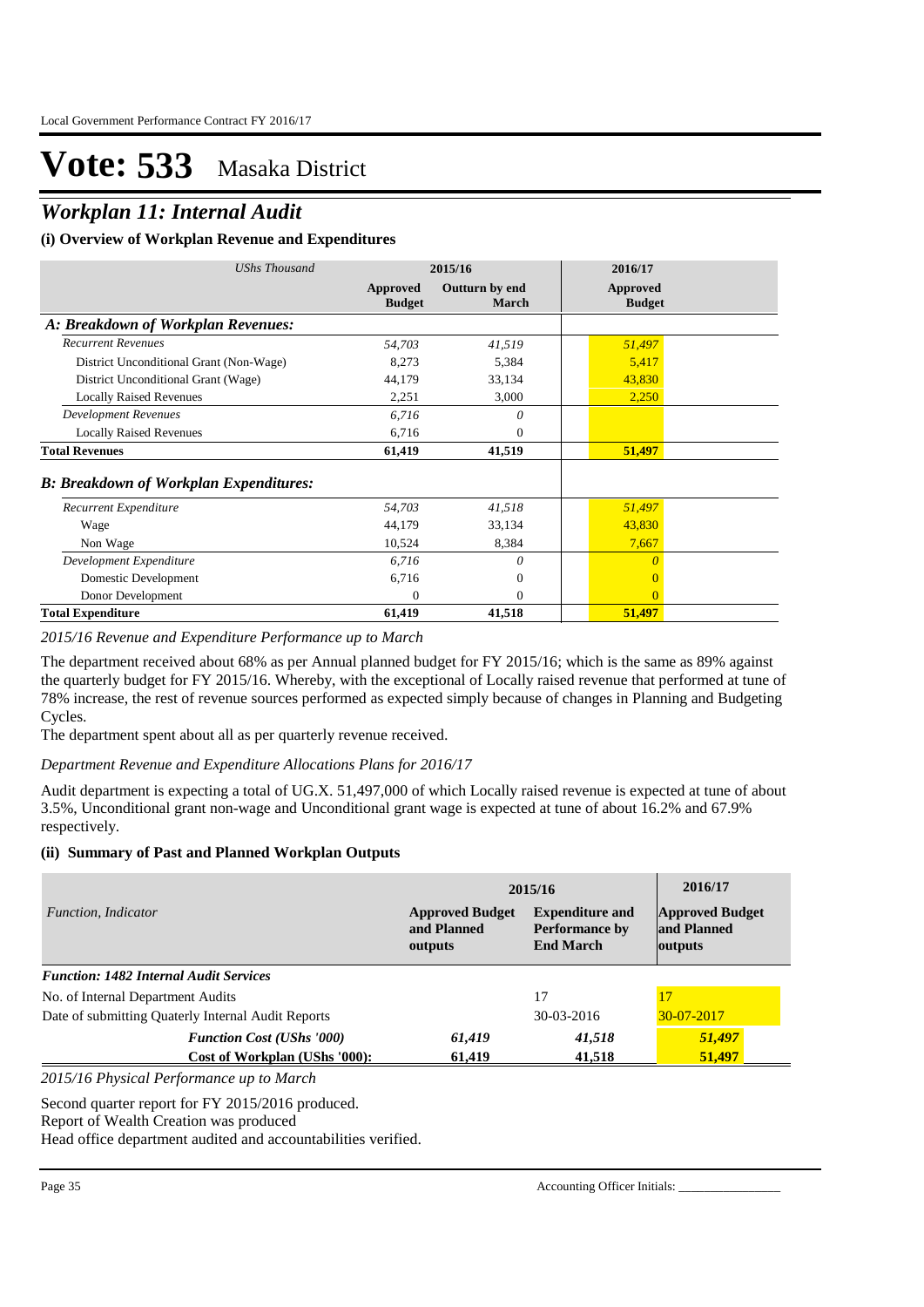# Vote: 533 Masaka District

## *Workplan 11: Internal Audit*

### (i) Overview of Workplan Revenue and Expenditures

| *UShs Thousand* | 2015/16 | | 2016/17 |
|---|---|---|---|
| | **Approved Budget** | **Outturn by end March** | **Approved Budget** |
| ***A: Breakdown of Workplan Revenues:*** | | | |
| *Recurrent Revenues* | *54,703* | *41,519* | *51,497* |
| District Unconditional Grant (Non-Wage) | 8,273 | 5,384 | 5,417 |
| District Unconditional Grant (Wage) | 44,179 | 33,134 | 43,830 |
| Locally Raised Revenues | 2,251 | 3,000 | 2,250 |
| *Development Revenues* | *6,716* | *0* | |
| Locally Raised Revenues | 6,716 | 0 | |
| **Total Revenues** | **61,419** | **41,519** | **51,497** |
| ***B: Breakdown of Workplan Expenditures:*** | | | |
| *Recurrent Expenditure* | *54,703* | *41,518* | *51,497* |
| Wage | 44,179 | 33,134 | 43,830 |
| Non Wage | 10,524 | 8,384 | 7,667 |
| *Development Expenditure* | *6,716* | *0* | *0* |
| Domestic Development | 6,716 | 0 | 0 |
| Donor Development | 0 | 0 | 0 |
| **Total Expenditure** | **61,419** | **41,518** | **51,497** |

*2015/16 Revenue and Expenditure Performance up to March*

The department received about 68% as per Annual planned budget for FY 2015/16; which is the same as 89% against the quarterly budget for FY 2015/16. Whereby, with the exceptional of Locally raised revenue that performed at tune of 78% increase, the rest of revenue sources performed as expected simply because of changes in Planning and Budgeting Cycles.

The department spent about all as per quarterly revenue received.

*Department Revenue and Expenditure Allocations Plans for 2016/17*

Audit department is expecting a total of UG.X. 51,497,000 of which Locally raised revenue is expected at tune of about 3.5%, Unconditional grant non-wage and Unconditional grant wage is expected at tune of about 16.2% and 67.9% respectively.

### (ii) Summary of Past and Planned Workplan Outputs

| *Function, Indicator* | 2015/16 | | 2016/17 |
|---|---|---|---|
| | **Approved Budget and Planned outputs** | **Expenditure and Performance by End March** | **Approved Budget and Planned outputs** |
| ***Function: 1482 Internal Audit Services*** | | | |
| No. of Internal Department Audits | | 17 | 17 |
| Date of submitting Quaterly Internal Audit Reports | | 30-03-2016 | 30-07-2017 |
| ***Function Cost (UShs '000)*** | ***61,419*** | ***41,518*** | ***51,497*** |
| ***Cost of Workplan (UShs '000):*** | **61,419** | **41,518** | **51,497** |

*2015/16 Physical Performance up to March*

Second quarter report for FY 2015/2016 produced.
Report of Wealth Creation was produced
Head office department audited and accountabilities verified.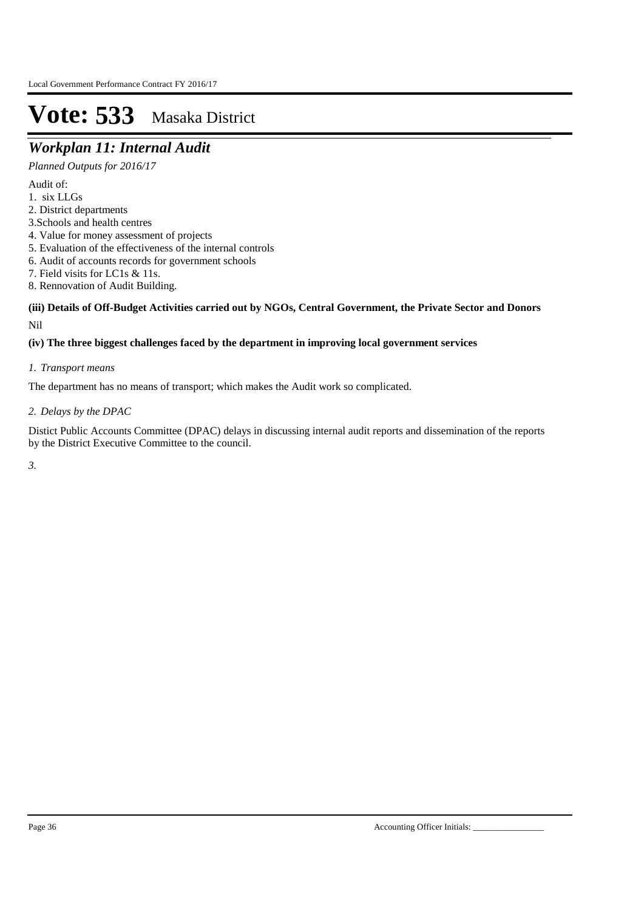# Vote: 533 Masaka District

## *Workplan 11: Internal Audit*

*Planned Outputs for 2016/17*

Audit of:
1. six LLGs
2. District departments
3.Schools and health centres
4. Value for money assessment of projects
5. Evaluation of the effectiveness of the internal controls
6. Audit of accounts records for government schools
7. Field visits for LC1s & 11s.
8. Rennovation of Audit Building.

**(iii) Details of Off-Budget Activities carried out by NGOs, Central Government, the Private Sector and Donors**

Nil

**(iv) The three biggest challenges faced by the department in improving local government services**

*1. Transport means*

The department has no means of transport; which makes the Audit work so complicated.

*2. Delays by the DPAC*

Distict Public Accounts Committee (DPAC) delays in discussing internal audit reports and dissemination of the reports by the District Executive Committee to the council.

*3.*